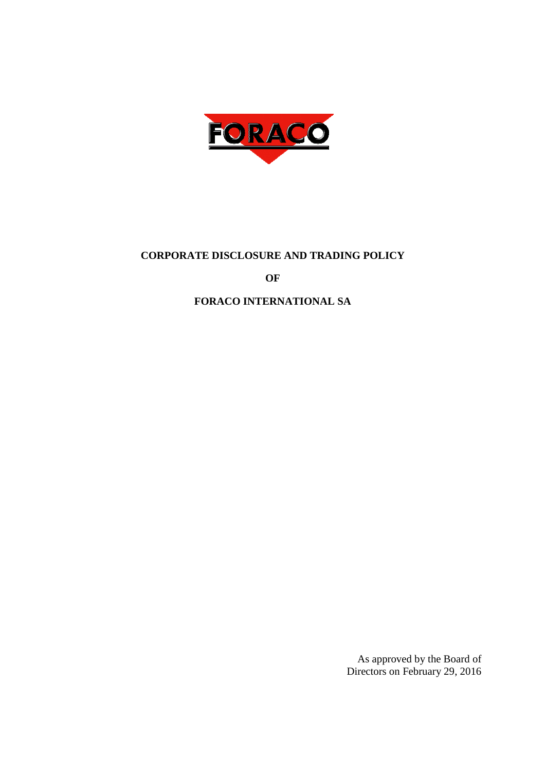# CORPORATE DISCLOSURE AND TRADING POLICY

**OF**

**FORACO INTERNATIONAL SA**

As approved by the Board of Directors on February 29, 2016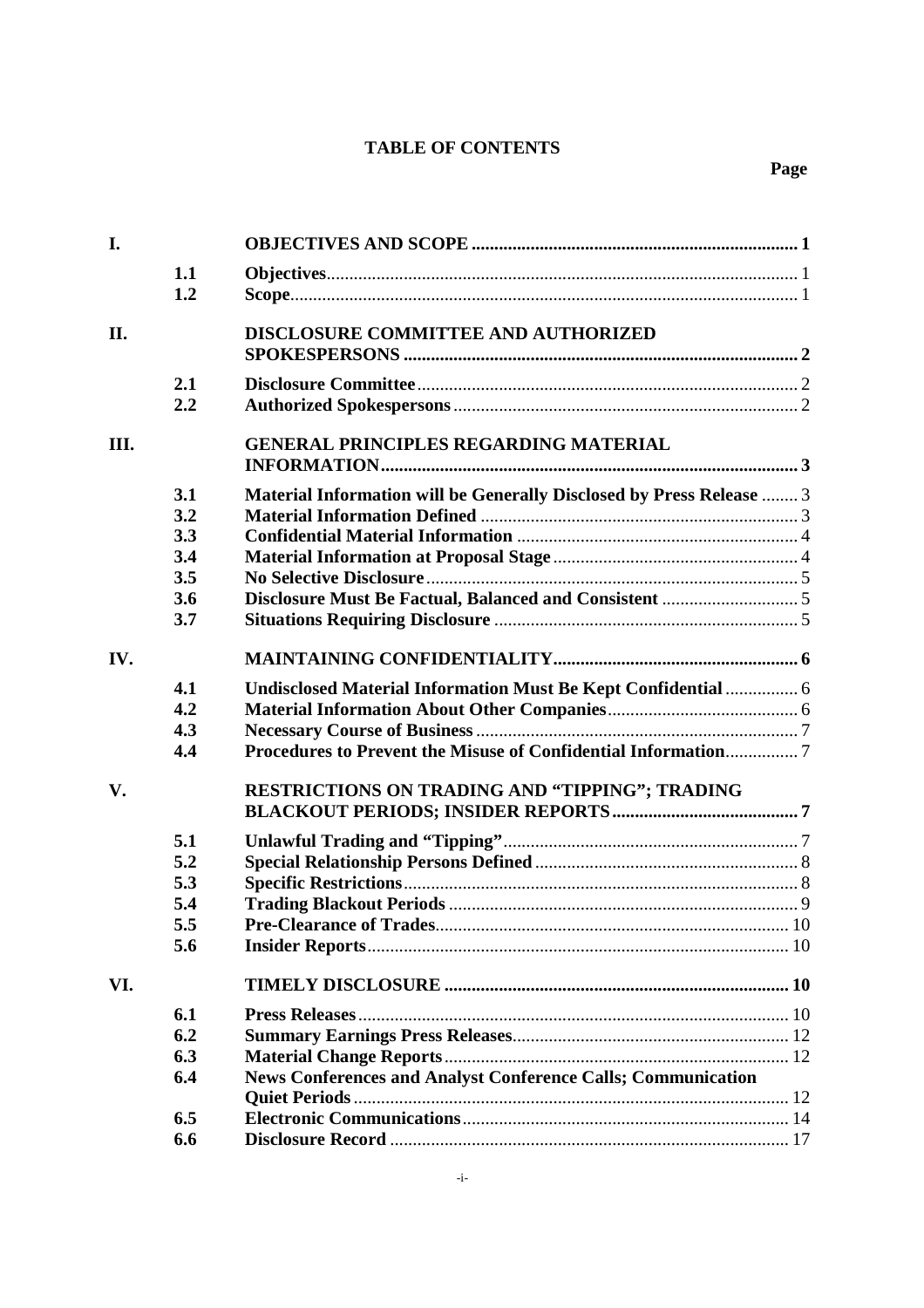# TABLE OF CONTENTS

| | | | Page |
|---|---|---|---|
| I. | | **OBJECTIVES AND SCOPE** | **1** |
| | 1.1 | **Objectives** | 1 |
| | 1.2 | **Scope** | 1 |
| II. | | **DISCLOSURE COMMITTEE AND AUTHORIZED SPOKESPERSONS** | **2** |
| | 2.1 | **Disclosure Committee** | 2 |
| | 2.2 | **Authorized Spokespersons** | 2 |
| III. | | **GENERAL PRINCIPLES REGARDING MATERIAL INFORMATION** | **3** |
| | 3.1 | **Material Information will be Generally Disclosed by Press Release** | 3 |
| | 3.2 | **Material Information Defined** | 3 |
| | 3.3 | **Confidential Material Information** | 4 |
| | 3.4 | **Material Information at Proposal Stage** | 4 |
| | 3.5 | **No Selective Disclosure** | 5 |
| | 3.6 | **Disclosure Must Be Factual, Balanced and Consistent** | 5 |
| | 3.7 | **Situations Requiring Disclosure** | 5 |
| IV. | | **MAINTAINING CONFIDENTIALITY** | **6** |
| | 4.1 | **Undisclosed Material Information Must Be Kept Confidential** | 6 |
| | 4.2 | **Material Information About Other Companies** | 6 |
| | 4.3 | **Necessary Course of Business** | 7 |
| | 4.4 | **Procedures to Prevent the Misuse of Confidential Information** | 7 |
| V. | | **RESTRICTIONS ON TRADING AND "TIPPING"; TRADING BLACKOUT PERIODS; INSIDER REPORTS** | **7** |
| | 5.1 | **Unlawful Trading and "Tipping"** | 7 |
| | 5.2 | **Special Relationship Persons Defined** | 8 |
| | 5.3 | **Specific Restrictions** | 8 |
| | 5.4 | **Trading Blackout Periods** | 9 |
| | 5.5 | **Pre-Clearance of Trades** | 10 |
| | 5.6 | **Insider Reports** | 10 |
| VI. | | **TIMELY DISCLOSURE** | **10** |
| | 6.1 | **Press Releases** | 10 |
| | 6.2 | **Summary Earnings Press Releases** | 12 |
| | 6.3 | **Material Change Reports** | 12 |
| | 6.4 | **News Conferences and Analyst Conference Calls; Communication Quiet Periods** | 12 |
| | 6.5 | **Electronic Communications** | 14 |
| | 6.6 | **Disclosure Record** | 17 |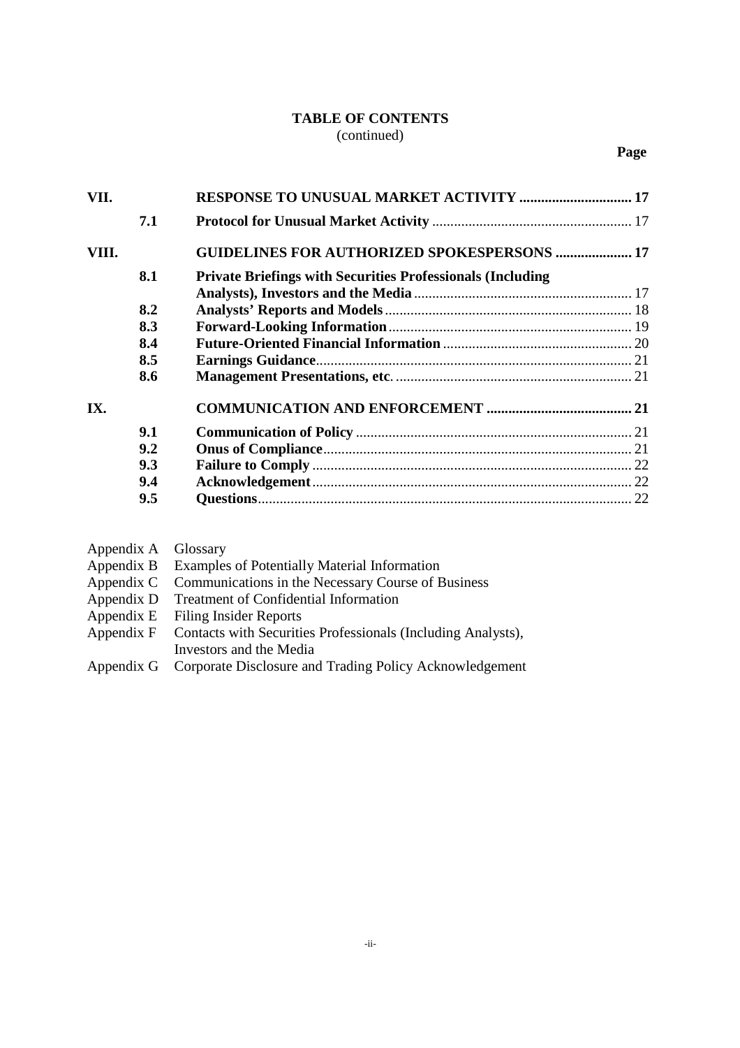**TABLE OF CONTENTS**
(continued)

| | | | Page |
|---|---|---|---|
| **VII.** | | **RESPONSE TO UNUSUAL MARKET ACTIVITY** | **17** |
| | **7.1** | **Protocol for Unusual Market Activity** | 17 |
| **VIII.** | | **GUIDELINES FOR AUTHORIZED SPOKESPERSONS** | **17** |
| | **8.1** | **Private Briefings with Securities Professionals (Including Analysts), Investors and the Media** | 17 |
| | **8.2** | **Analysts' Reports and Models** | 18 |
| | **8.3** | **Forward-Looking Information** | 19 |
| | **8.4** | **Future-Oriented Financial Information** | 20 |
| | **8.5** | **Earnings Guidance** | 21 |
| | **8.6** | **Management Presentations, etc.** | 21 |
| **IX.** | | **COMMUNICATION AND ENFORCEMENT** | **21** |
| | **9.1** | **Communication of Policy** | 21 |
| | **9.2** | **Onus of Compliance** | 21 |
| | **9.3** | **Failure to Comply** | 22 |
| | **9.4** | **Acknowledgement** | 22 |
| | **9.5** | **Questions** | 22 |

Appendix A Glossary
Appendix B Examples of Potentially Material Information
Appendix C Communications in the Necessary Course of Business
Appendix D Treatment of Confidential Information
Appendix E Filing Insider Reports
Appendix F Contacts with Securities Professionals (Including Analysts), Investors and the Media
Appendix G Corporate Disclosure and Trading Policy Acknowledgement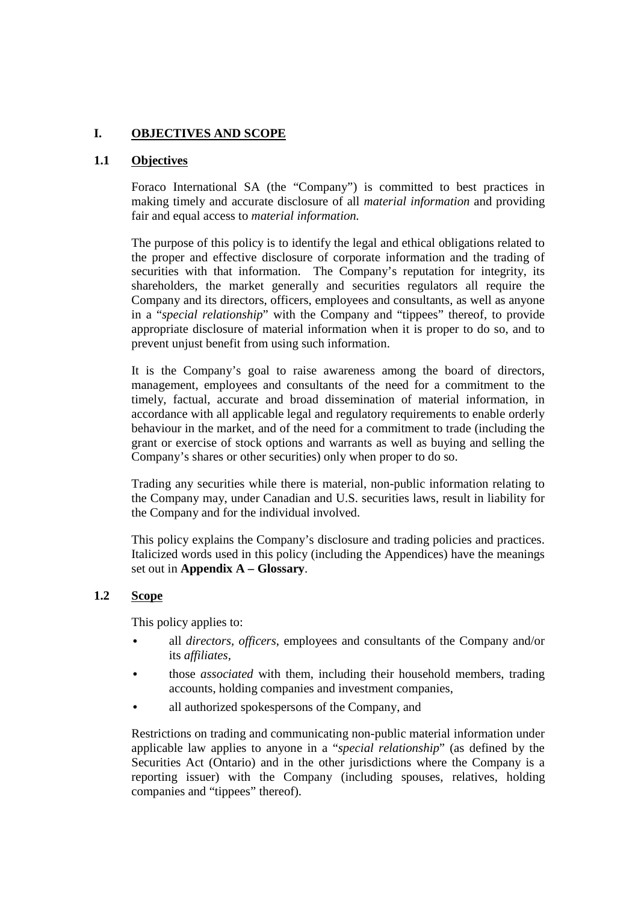## I. OBJECTIVES AND SCOPE

### 1.1 Objectives

Foraco International SA (the "Company") is committed to best practices in making timely and accurate disclosure of all *material information* and providing fair and equal access to *material information.*

The purpose of this policy is to identify the legal and ethical obligations related to the proper and effective disclosure of corporate information and the trading of securities with that information. The Company's reputation for integrity, its shareholders, the market generally and securities regulators all require the Company and its directors, officers, employees and consultants, as well as anyone in a "*special relationship*" with the Company and "tippees" thereof, to provide appropriate disclosure of material information when it is proper to do so, and to prevent unjust benefit from using such information.

It is the Company's goal to raise awareness among the board of directors, management, employees and consultants of the need for a commitment to the timely, factual, accurate and broad dissemination of material information, in accordance with all applicable legal and regulatory requirements to enable orderly behaviour in the market, and of the need for a commitment to trade (including the grant or exercise of stock options and warrants as well as buying and selling the Company's shares or other securities) only when proper to do so.

Trading any securities while there is material, non-public information relating to the Company may, under Canadian and U.S. securities laws, result in liability for the Company and for the individual involved.

This policy explains the Company's disclosure and trading policies and practices. Italicized words used in this policy (including the Appendices) have the meanings set out in **Appendix A – Glossary**.

### 1.2 Scope

This policy applies to:

- all *directors*, *officers*, employees and consultants of the Company and/or its *affiliates*,
- those *associated* with them, including their household members, trading accounts, holding companies and investment companies,
- all authorized spokespersons of the Company, and

Restrictions on trading and communicating non-public material information under applicable law applies to anyone in a "*special relationship*" (as defined by the Securities Act (Ontario) and in the other jurisdictions where the Company is a reporting issuer) with the Company (including spouses, relatives, holding companies and "tippees" thereof).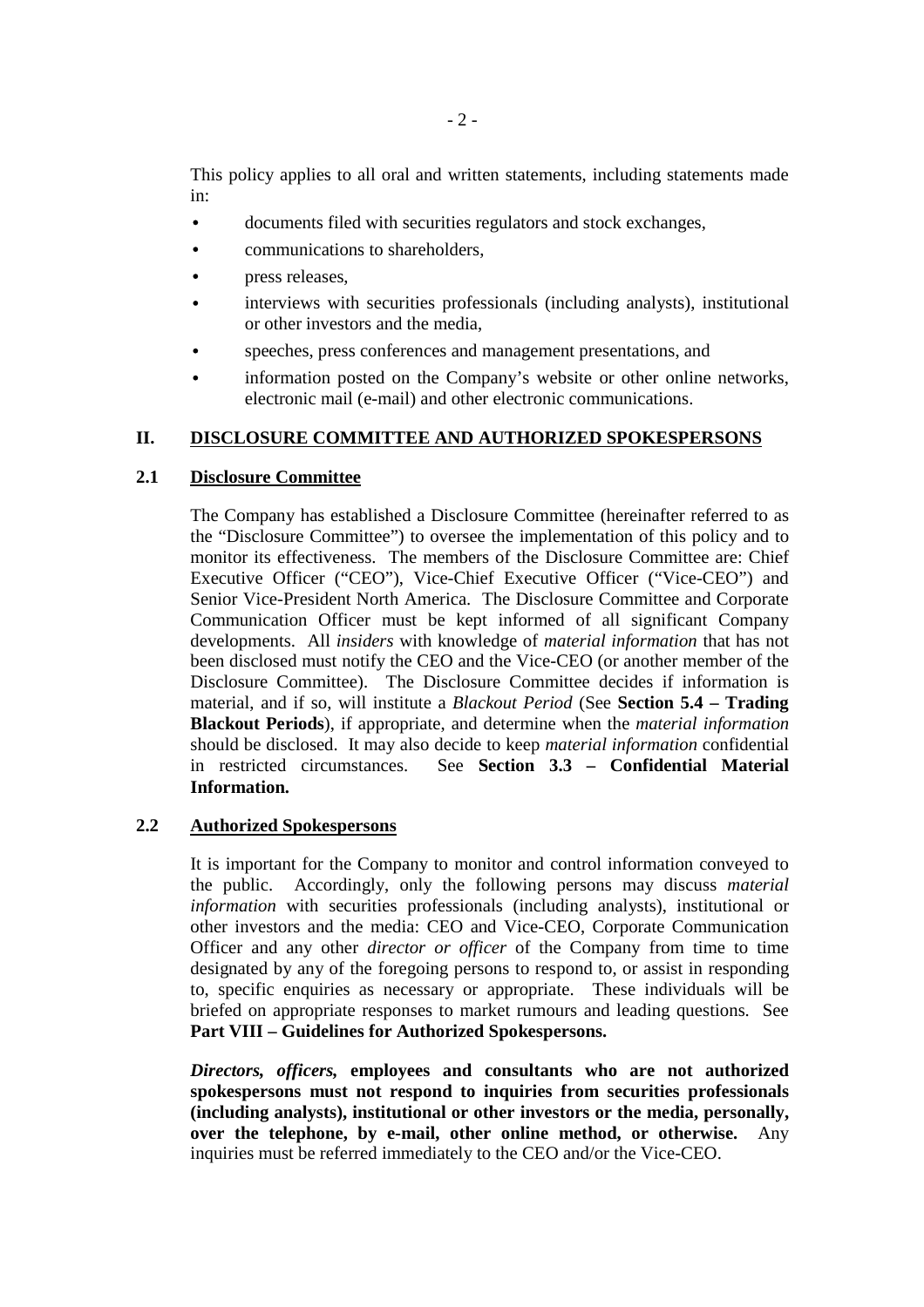This policy applies to all oral and written statements, including statements made in:

- documents filed with securities regulators and stock exchanges,
- communications to shareholders,
- press releases,
- interviews with securities professionals (including analysts), institutional or other investors and the media,
- speeches, press conferences and management presentations, and
- information posted on the Company's website or other online networks, electronic mail (e-mail) and other electronic communications.

## II. DISCLOSURE COMMITTEE AND AUTHORIZED SPOKESPERSONS

### 2.1 Disclosure Committee

The Company has established a Disclosure Committee (hereinafter referred to as the "Disclosure Committee") to oversee the implementation of this policy and to monitor its effectiveness. The members of the Disclosure Committee are: Chief Executive Officer ("CEO"), Vice-Chief Executive Officer ("Vice-CEO") and Senior Vice-President North America. The Disclosure Committee and Corporate Communication Officer must be kept informed of all significant Company developments. All *insiders* with knowledge of *material information* that has not been disclosed must notify the CEO and the Vice-CEO (or another member of the Disclosure Committee). The Disclosure Committee decides if information is material, and if so, will institute a *Blackout Period* (See **Section 5.4 – Trading Blackout Periods**), if appropriate, and determine when the *material information* should be disclosed. It may also decide to keep *material information* confidential in restricted circumstances. See **Section 3.3 – Confidential Material Information.**

### 2.2 Authorized Spokespersons

It is important for the Company to monitor and control information conveyed to the public. Accordingly, only the following persons may discuss *material information* with securities professionals (including analysts), institutional or other investors and the media: CEO and Vice-CEO, Corporate Communication Officer and any other *director or officer* of the Company from time to time designated by any of the foregoing persons to respond to, or assist in responding to, specific enquiries as necessary or appropriate. These individuals will be briefed on appropriate responses to market rumours and leading questions. See **Part VIII – Guidelines for Authorized Spokespersons.**

***Directors, officers,* employees and consultants who are not authorized spokespersons must not respond to inquiries from securities professionals (including analysts), institutional or other investors or the media, personally, over the telephone, by e-mail, other online method, or otherwise.** Any inquiries must be referred immediately to the CEO and/or the Vice-CEO.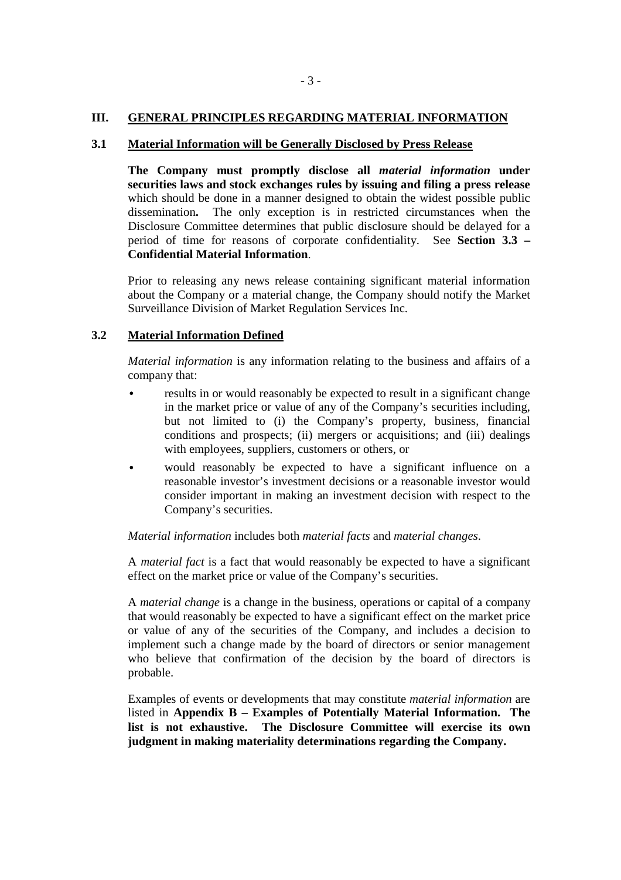## III. GENERAL PRINCIPLES REGARDING MATERIAL INFORMATION

### 3.1 Material Information will be Generally Disclosed by Press Release

**The Company must promptly disclose all *material information* under securities laws and stock exchanges rules by issuing and filing a press release** which should be done in a manner designed to obtain the widest possible public dissemination**.** The only exception is in restricted circumstances when the Disclosure Committee determines that public disclosure should be delayed for a period of time for reasons of corporate confidentiality. See **Section 3.3 – Confidential Material Information**.

Prior to releasing any news release containing significant material information about the Company or a material change, the Company should notify the Market Surveillance Division of Market Regulation Services Inc.

### 3.2 Material Information Defined

*Material information* is any information relating to the business and affairs of a company that:

- results in or would reasonably be expected to result in a significant change in the market price or value of any of the Company's securities including, but not limited to (i) the Company's property, business, financial conditions and prospects; (ii) mergers or acquisitions; and (iii) dealings with employees, suppliers, customers or others, or
- would reasonably be expected to have a significant influence on a reasonable investor's investment decisions or a reasonable investor would consider important in making an investment decision with respect to the Company's securities.

*Material information* includes both *material facts* and *material changes*.

A *material fact* is a fact that would reasonably be expected to have a significant effect on the market price or value of the Company's securities.

A *material change* is a change in the business, operations or capital of a company that would reasonably be expected to have a significant effect on the market price or value of any of the securities of the Company, and includes a decision to implement such a change made by the board of directors or senior management who believe that confirmation of the decision by the board of directors is probable.

Examples of events or developments that may constitute *material information* are listed in **Appendix B – Examples of Potentially Material Information. The list is not exhaustive. The Disclosure Committee will exercise its own judgment in making materiality determinations regarding the Company.**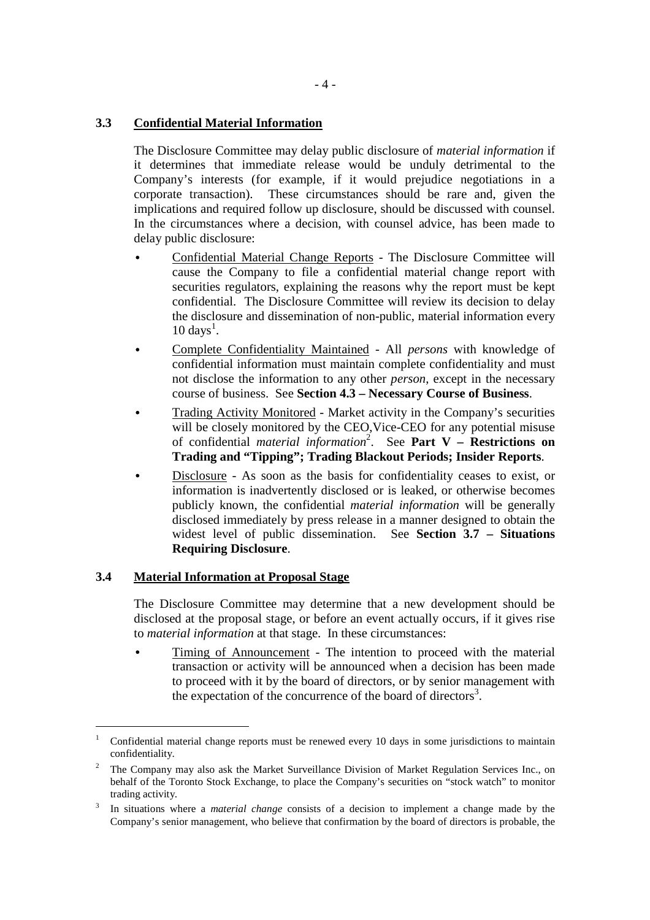### 3.3 Confidential Material Information

The Disclosure Committee may delay public disclosure of *material information* if it determines that immediate release would be unduly detrimental to the Company's interests (for example, if it would prejudice negotiations in a corporate transaction). These circumstances should be rare and, given the implications and required follow up disclosure, should be discussed with counsel. In the circumstances where a decision, with counsel advice, has been made to delay public disclosure:

- Confidential Material Change Reports - The Disclosure Committee will cause the Company to file a confidential material change report with securities regulators, explaining the reasons why the report must be kept confidential. The Disclosure Committee will review its decision to delay the disclosure and dissemination of non-public, material information every 10 days[1].
- Complete Confidentiality Maintained - All *persons* with knowledge of confidential information must maintain complete confidentiality and must not disclose the information to any other *person*, except in the necessary course of business. See **Section 4.3 – Necessary Course of Business**.
- Trading Activity Monitored - Market activity in the Company's securities will be closely monitored by the CEO,Vice-CEO for any potential misuse of confidential *material information*[2]. See **Part V – Restrictions on Trading and "Tipping"; Trading Blackout Periods; Insider Reports**.
- Disclosure - As soon as the basis for confidentiality ceases to exist, or information is inadvertently disclosed or is leaked, or otherwise becomes publicly known, the confidential *material information* will be generally disclosed immediately by press release in a manner designed to obtain the widest level of public dissemination. See **Section 3.7 – Situations Requiring Disclosure**.

### 3.4 Material Information at Proposal Stage

The Disclosure Committee may determine that a new development should be disclosed at the proposal stage, or before an event actually occurs, if it gives rise to *material information* at that stage. In these circumstances:

- Timing of Announcement - The intention to proceed with the material transaction or activity will be announced when a decision has been made to proceed with it by the board of directors, or by senior management with the expectation of the concurrence of the board of directors[3].

---

[1] Confidential material change reports must be renewed every 10 days in some jurisdictions to maintain confidentiality.

[2] The Company may also ask the Market Surveillance Division of Market Regulation Services Inc., on behalf of the Toronto Stock Exchange, to place the Company's securities on "stock watch" to monitor trading activity.

[3] In situations where a *material change* consists of a decision to implement a change made by the Company's senior management, who believe that confirmation by the board of directors is probable, the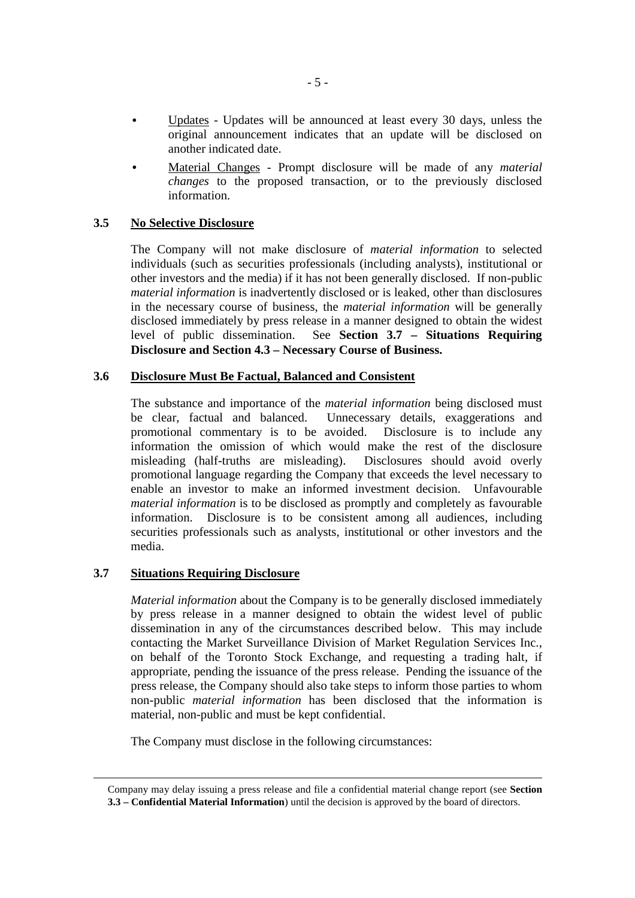- Updates - Updates will be announced at least every 30 days, unless the original announcement indicates that an update will be disclosed on another indicated date.
- Material Changes - Prompt disclosure will be made of any *material changes* to the proposed transaction, or to the previously disclosed information.

### 3.5 No Selective Disclosure

The Company will not make disclosure of *material information* to selected individuals (such as securities professionals (including analysts), institutional or other investors and the media) if it has not been generally disclosed. If non-public *material information* is inadvertently disclosed or is leaked, other than disclosures in the necessary course of business, the *material information* will be generally disclosed immediately by press release in a manner designed to obtain the widest level of public dissemination. See **Section 3.7 – Situations Requiring Disclosure and Section 4.3 – Necessary Course of Business.**

### 3.6 Disclosure Must Be Factual, Balanced and Consistent

The substance and importance of the *material information* being disclosed must be clear, factual and balanced. Unnecessary details, exaggerations and promotional commentary is to be avoided. Disclosure is to include any information the omission of which would make the rest of the disclosure misleading (half-truths are misleading). Disclosures should avoid overly promotional language regarding the Company that exceeds the level necessary to enable an investor to make an informed investment decision. Unfavourable *material information* is to be disclosed as promptly and completely as favourable information. Disclosure is to be consistent among all audiences, including securities professionals such as analysts, institutional or other investors and the media.

### 3.7 Situations Requiring Disclosure

*Material information* about the Company is to be generally disclosed immediately by press release in a manner designed to obtain the widest level of public dissemination in any of the circumstances described below. This may include contacting the Market Surveillance Division of Market Regulation Services Inc., on behalf of the Toronto Stock Exchange, and requesting a trading halt, if appropriate, pending the issuance of the press release. Pending the issuance of the press release, the Company should also take steps to inform those parties to whom non-public *material information* has been disclosed that the information is material, non-public and must be kept confidential.

The Company must disclose in the following circumstances:

---

Company may delay issuing a press release and file a confidential material change report (see **Section 3.3 – Confidential Material Information**) until the decision is approved by the board of directors.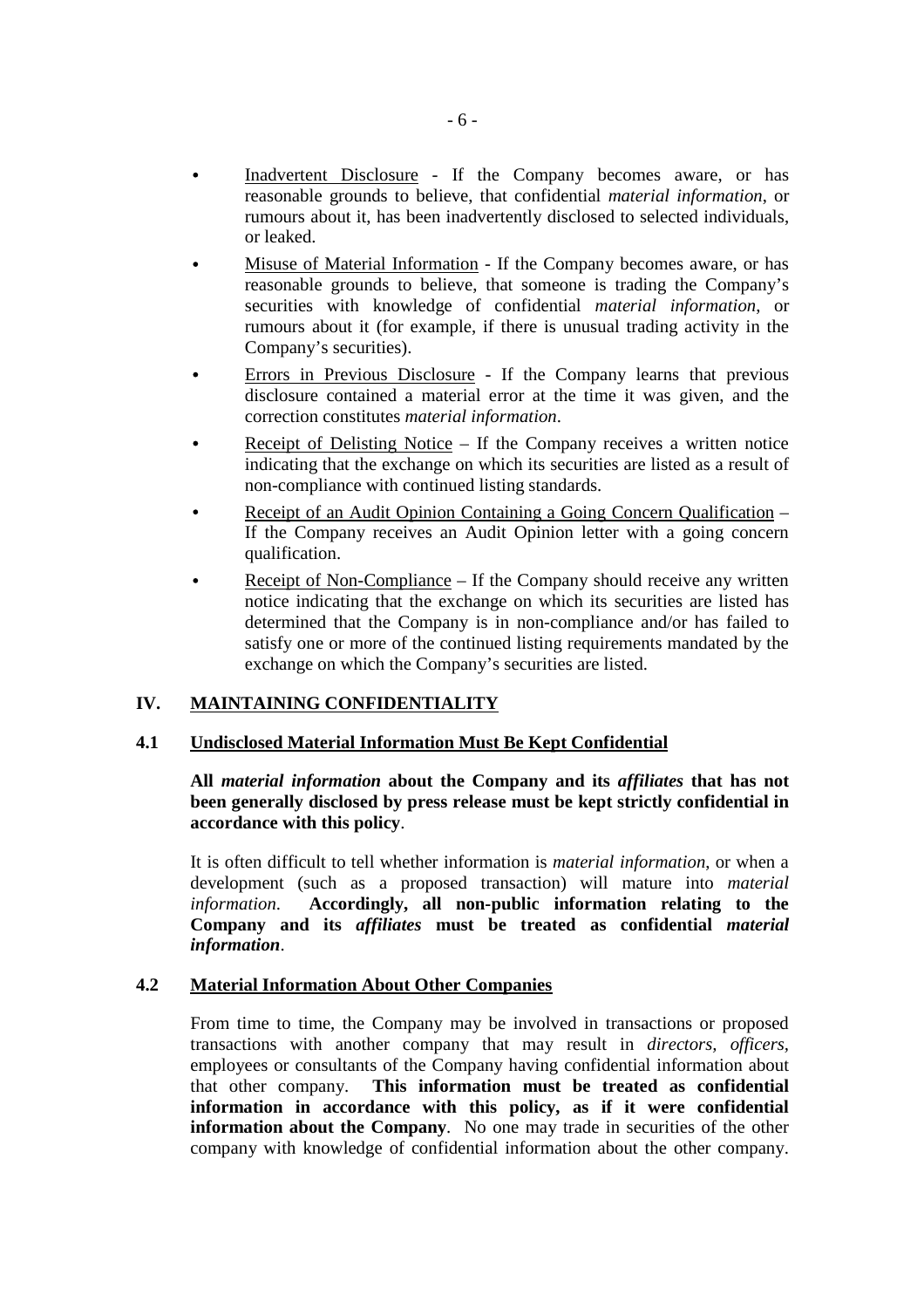- Inadvertent Disclosure - If the Company becomes aware, or has reasonable grounds to believe, that confidential *material information*, or rumours about it, has been inadvertently disclosed to selected individuals, or leaked.
- Misuse of Material Information - If the Company becomes aware, or has reasonable grounds to believe, that someone is trading the Company's securities with knowledge of confidential *material information*, or rumours about it (for example, if there is unusual trading activity in the Company's securities).
- Errors in Previous Disclosure - If the Company learns that previous disclosure contained a material error at the time it was given, and the correction constitutes *material information*.
- Receipt of Delisting Notice – If the Company receives a written notice indicating that the exchange on which its securities are listed as a result of non-compliance with continued listing standards.
- Receipt of an Audit Opinion Containing a Going Concern Qualification – If the Company receives an Audit Opinion letter with a going concern qualification.
- Receipt of Non-Compliance – If the Company should receive any written notice indicating that the exchange on which its securities are listed has determined that the Company is in non-compliance and/or has failed to satisfy one or more of the continued listing requirements mandated by the exchange on which the Company's securities are listed.

## IV. MAINTAINING CONFIDENTIALITY

### 4.1 Undisclosed Material Information Must Be Kept Confidential

**All *material information* about the Company and its *affiliates* that has not been generally disclosed by press release must be kept strictly confidential in accordance with this policy**.

It is often difficult to tell whether information is *material information*, or when a development (such as a proposed transaction) will mature into *material information*. **Accordingly, all non-public information relating to the Company and its *affiliates* must be treated as confidential *material information***.

### 4.2 Material Information About Other Companies

From time to time, the Company may be involved in transactions or proposed transactions with another company that may result in *directors, officers,* employees or consultants of the Company having confidential information about that other company. **This information must be treated as confidential information in accordance with this policy, as if it were confidential information about the Company**. No one may trade in securities of the other company with knowledge of confidential information about the other company.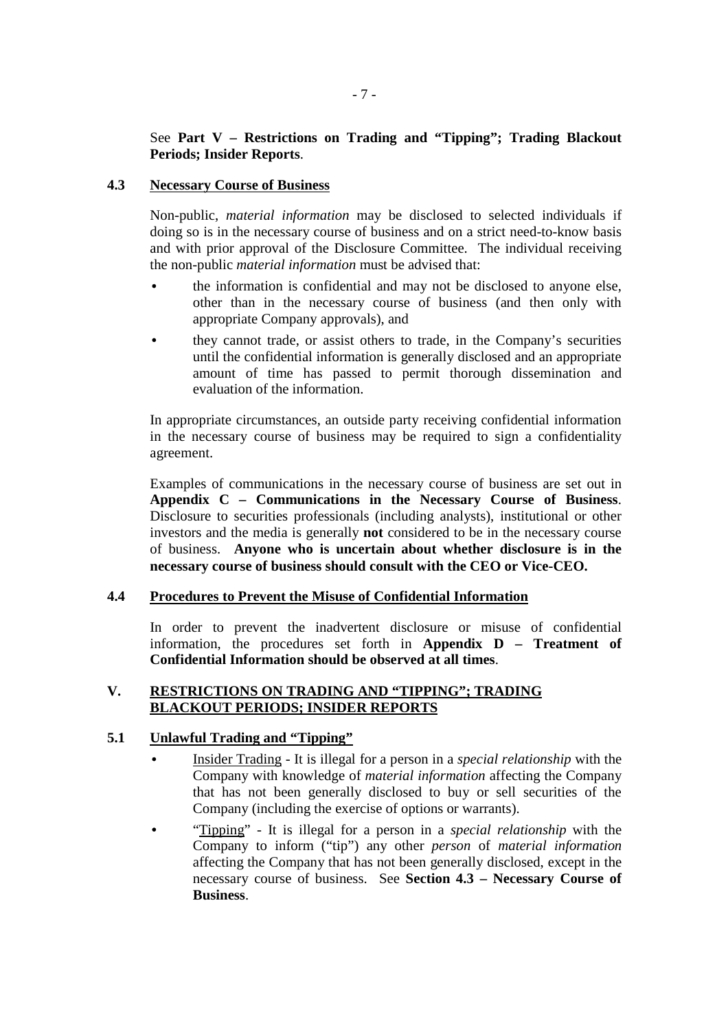See **Part V – Restrictions on Trading and "Tipping"; Trading Blackout Periods; Insider Reports**.

### 4.3 Necessary Course of Business

Non-public, *material information* may be disclosed to selected individuals if doing so is in the necessary course of business and on a strict need-to-know basis and with prior approval of the Disclosure Committee. The individual receiving the non-public *material information* must be advised that:

- the information is confidential and may not be disclosed to anyone else, other than in the necessary course of business (and then only with appropriate Company approvals), and
- they cannot trade, or assist others to trade, in the Company's securities until the confidential information is generally disclosed and an appropriate amount of time has passed to permit thorough dissemination and evaluation of the information.

In appropriate circumstances, an outside party receiving confidential information in the necessary course of business may be required to sign a confidentiality agreement.

Examples of communications in the necessary course of business are set out in **Appendix C – Communications in the Necessary Course of Business**. Disclosure to securities professionals (including analysts), institutional or other investors and the media is generally **not** considered to be in the necessary course of business. **Anyone who is uncertain about whether disclosure is in the necessary course of business should consult with the CEO or Vice-CEO.**

### 4.4 Procedures to Prevent the Misuse of Confidential Information

In order to prevent the inadvertent disclosure or misuse of confidential information, the procedures set forth in **Appendix D – Treatment of Confidential Information should be observed at all times**.

## V. RESTRICTIONS ON TRADING AND "TIPPING"; TRADING BLACKOUT PERIODS; INSIDER REPORTS

### 5.1 Unlawful Trading and "Tipping"

- Insider Trading - It is illegal for a person in a *special relationship* with the Company with knowledge of *material information* affecting the Company that has not been generally disclosed to buy or sell securities of the Company (including the exercise of options or warrants).
- "Tipping" - It is illegal for a person in a *special relationship* with the Company to inform ("tip") any other *person* of *material information* affecting the Company that has not been generally disclosed, except in the necessary course of business. See **Section 4.3 – Necessary Course of Business**.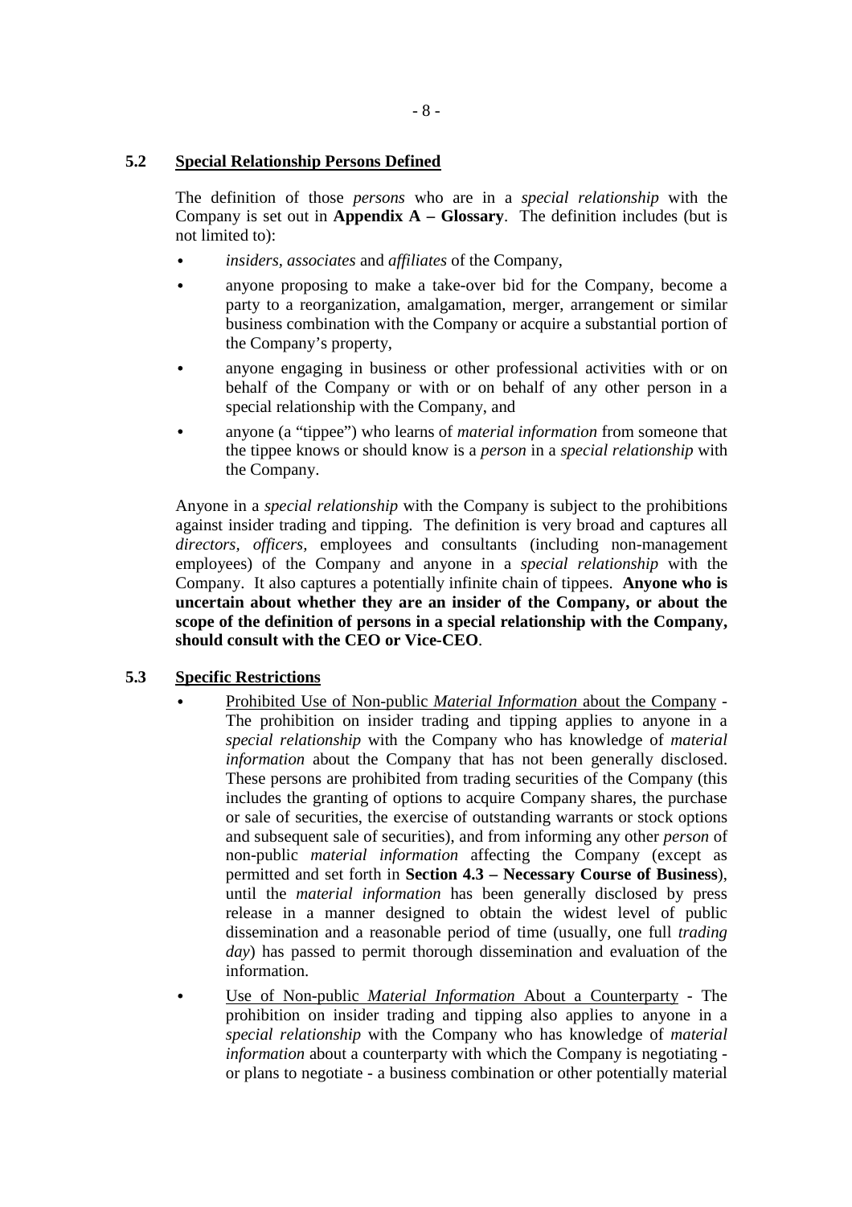### 5.2 <u>Special Relationship Persons Defined</u>

The definition of those *persons* who are in a *special relationship* with the Company is set out in **Appendix A – Glossary**. The definition includes (but is not limited to):

- *insiders, associates* and *affiliates* of the Company,
- anyone proposing to make a take-over bid for the Company, become a party to a reorganization, amalgamation, merger, arrangement or similar business combination with the Company or acquire a substantial portion of the Company's property,
- anyone engaging in business or other professional activities with or on behalf of the Company or with or on behalf of any other person in a special relationship with the Company, and
- anyone (a "tippee") who learns of *material information* from someone that the tippee knows or should know is a *person* in a *special relationship* with the Company.

Anyone in a *special relationship* with the Company is subject to the prohibitions against insider trading and tipping. The definition is very broad and captures all *directors*, *officers*, employees and consultants (including non-management employees) of the Company and anyone in a *special relationship* with the Company. It also captures a potentially infinite chain of tippees. **Anyone who is uncertain about whether they are an insider of the Company, or about the scope of the definition of persons in a special relationship with the Company, should consult with the CEO or Vice-CEO**.

### 5.3 <u>Specific Restrictions</u>

- <u>Prohibited Use of Non-public *Material Information* about the Company</u> - The prohibition on insider trading and tipping applies to anyone in a *special relationship* with the Company who has knowledge of *material information* about the Company that has not been generally disclosed. These persons are prohibited from trading securities of the Company (this includes the granting of options to acquire Company shares, the purchase or sale of securities, the exercise of outstanding warrants or stock options and subsequent sale of securities), and from informing any other *person* of non-public *material information* affecting the Company (except as permitted and set forth in **Section 4.3 – Necessary Course of Business**), until the *material information* has been generally disclosed by press release in a manner designed to obtain the widest level of public dissemination and a reasonable period of time (usually, one full *trading day*) has passed to permit thorough dissemination and evaluation of the information.
- <u>Use of Non-public *Material Information* About a Counterparty</u> - The prohibition on insider trading and tipping also applies to anyone in a *special relationship* with the Company who has knowledge of *material information* about a counterparty with which the Company is negotiating - or plans to negotiate - a business combination or other potentially material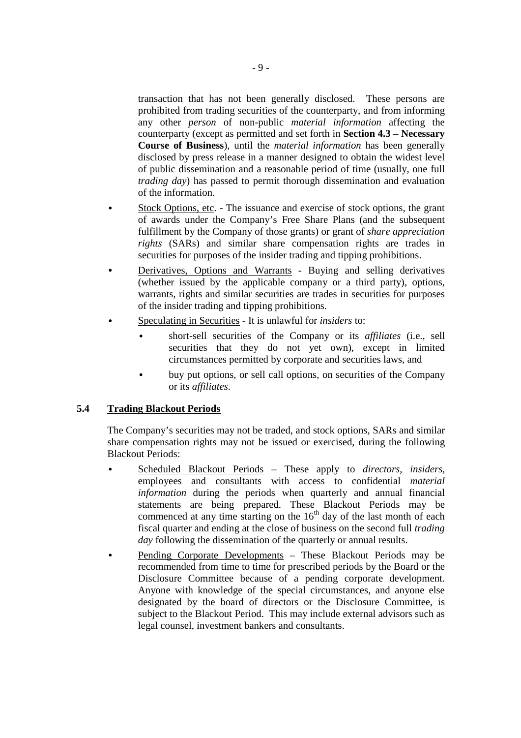transaction that has not been generally disclosed. These persons are prohibited from trading securities of the counterparty, and from informing any other *person* of non-public *material information* affecting the counterparty (except as permitted and set forth in **Section 4.3 – Necessary Course of Business**), until the *material information* has been generally disclosed by press release in a manner designed to obtain the widest level of public dissemination and a reasonable period of time (usually, one full *trading day*) has passed to permit thorough dissemination and evaluation of the information.

- Stock Options, etc. - The issuance and exercise of stock options, the grant of awards under the Company's Free Share Plans (and the subsequent fulfillment by the Company of those grants) or grant of *share appreciation rights* (SARs) and similar share compensation rights are trades in securities for purposes of the insider trading and tipping prohibitions.
- Derivatives, Options and Warrants - Buying and selling derivatives (whether issued by the applicable company or a third party), options, warrants, rights and similar securities are trades in securities for purposes of the insider trading and tipping prohibitions.
- Speculating in Securities - It is unlawful for *insiders* to:
    - short-sell securities of the Company or its *affiliates* (i.e., sell securities that they do not yet own), except in limited circumstances permitted by corporate and securities laws, and
    - buy put options, or sell call options, on securities of the Company or its *affiliates*.

## 5.4 Trading Blackout Periods

The Company's securities may not be traded, and stock options, SARs and similar share compensation rights may not be issued or exercised, during the following Blackout Periods:

- Scheduled Blackout Periods – These apply to *directors, insiders,* employees and consultants with access to confidential *material information* during the periods when quarterly and annual financial statements are being prepared. These Blackout Periods may be commenced at any time starting on the 16th day of the last month of each fiscal quarter and ending at the close of business on the second full *trading day* following the dissemination of the quarterly or annual results.
- Pending Corporate Developments – These Blackout Periods may be recommended from time to time for prescribed periods by the Board or the Disclosure Committee because of a pending corporate development. Anyone with knowledge of the special circumstances, and anyone else designated by the board of directors or the Disclosure Committee, is subject to the Blackout Period. This may include external advisors such as legal counsel, investment bankers and consultants.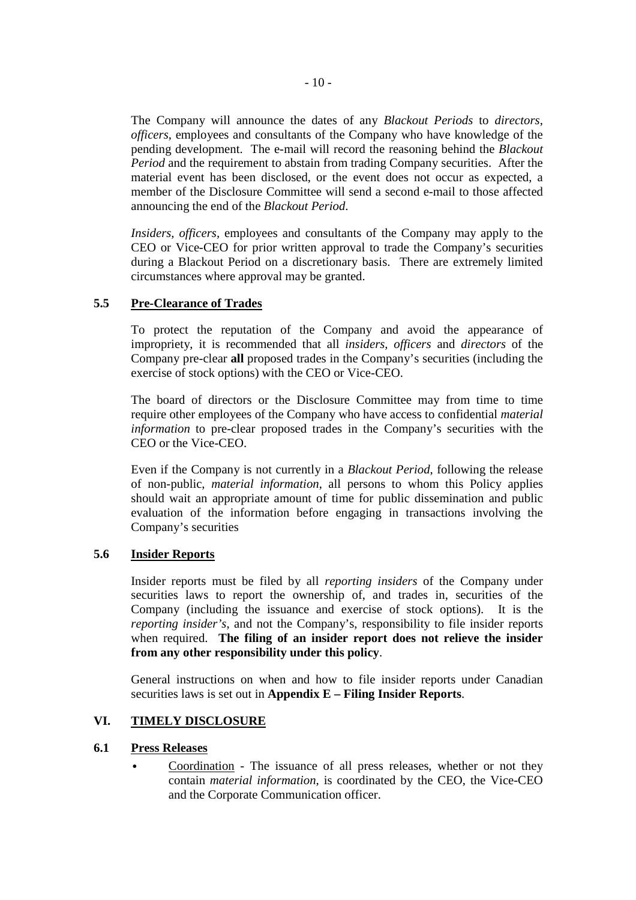The Company will announce the dates of any *Blackout Periods* to *directors*, *officers*, employees and consultants of the Company who have knowledge of the pending development. The e-mail will record the reasoning behind the *Blackout Period* and the requirement to abstain from trading Company securities. After the material event has been disclosed, or the event does not occur as expected, a member of the Disclosure Committee will send a second e-mail to those affected announcing the end of the *Blackout Period*.

*Insiders, officers*, employees and consultants of the Company may apply to the CEO or Vice-CEO for prior written approval to trade the Company's securities during a Blackout Period on a discretionary basis. There are extremely limited circumstances where approval may be granted.

### 5.5 Pre-Clearance of Trades

To protect the reputation of the Company and avoid the appearance of impropriety, it is recommended that all *insiders, officers* and *directors* of the Company pre-clear **all** proposed trades in the Company's securities (including the exercise of stock options) with the CEO or Vice-CEO.

The board of directors or the Disclosure Committee may from time to time require other employees of the Company who have access to confidential *material information* to pre-clear proposed trades in the Company's securities with the CEO or the Vice-CEO.

Even if the Company is not currently in a *Blackout Period*, following the release of non-public, *material information*, all persons to whom this Policy applies should wait an appropriate amount of time for public dissemination and public evaluation of the information before engaging in transactions involving the Company's securities

### 5.6 Insider Reports

Insider reports must be filed by all *reporting insiders* of the Company under securities laws to report the ownership of, and trades in, securities of the Company (including the issuance and exercise of stock options). It is the *reporting insider's*, and not the Company's, responsibility to file insider reports when required. **The filing of an insider report does not relieve the insider from any other responsibility under this policy**.

General instructions on when and how to file insider reports under Canadian securities laws is set out in **Appendix E – Filing Insider Reports**.

## VI. TIMELY DISCLOSURE

### 6.1 Press Releases

- Coordination - The issuance of all press releases, whether or not they contain *material information*, is coordinated by the CEO, the Vice-CEO and the Corporate Communication officer.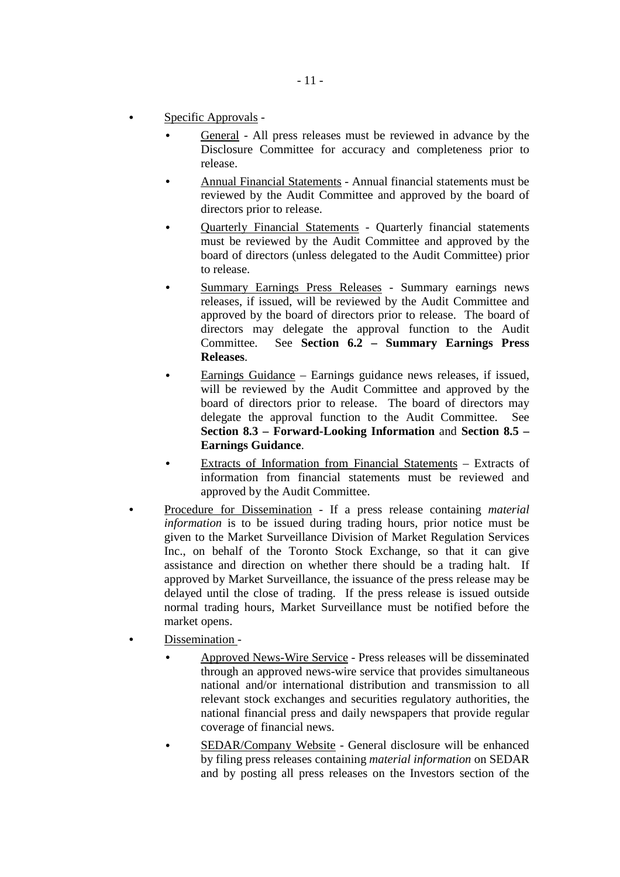- Specific Approvals -
  - General - All press releases must be reviewed in advance by the Disclosure Committee for accuracy and completeness prior to release.
  - Annual Financial Statements - Annual financial statements must be reviewed by the Audit Committee and approved by the board of directors prior to release.
  - Quarterly Financial Statements - Quarterly financial statements must be reviewed by the Audit Committee and approved by the board of directors (unless delegated to the Audit Committee) prior to release.
  - Summary Earnings Press Releases - Summary earnings news releases, if issued, will be reviewed by the Audit Committee and approved by the board of directors prior to release. The board of directors may delegate the approval function to the Audit Committee. See **Section 6.2 – Summary Earnings Press Releases**.
  - Earnings Guidance – Earnings guidance news releases, if issued, will be reviewed by the Audit Committee and approved by the board of directors prior to release. The board of directors may delegate the approval function to the Audit Committee. See **Section 8.3 – Forward-Looking Information** and **Section 8.5 – Earnings Guidance**.
  - Extracts of Information from Financial Statements – Extracts of information from financial statements must be reviewed and approved by the Audit Committee.
- Procedure for Dissemination - If a press release containing *material information* is to be issued during trading hours, prior notice must be given to the Market Surveillance Division of Market Regulation Services Inc., on behalf of the Toronto Stock Exchange, so that it can give assistance and direction on whether there should be a trading halt. If approved by Market Surveillance, the issuance of the press release may be delayed until the close of trading. If the press release is issued outside normal trading hours, Market Surveillance must be notified before the market opens.
- Dissemination -
  - Approved News-Wire Service - Press releases will be disseminated through an approved news-wire service that provides simultaneous national and/or international distribution and transmission to all relevant stock exchanges and securities regulatory authorities, the national financial press and daily newspapers that provide regular coverage of financial news.
  - SEDAR/Company Website - General disclosure will be enhanced by filing press releases containing *material information* on SEDAR and by posting all press releases on the Investors section of the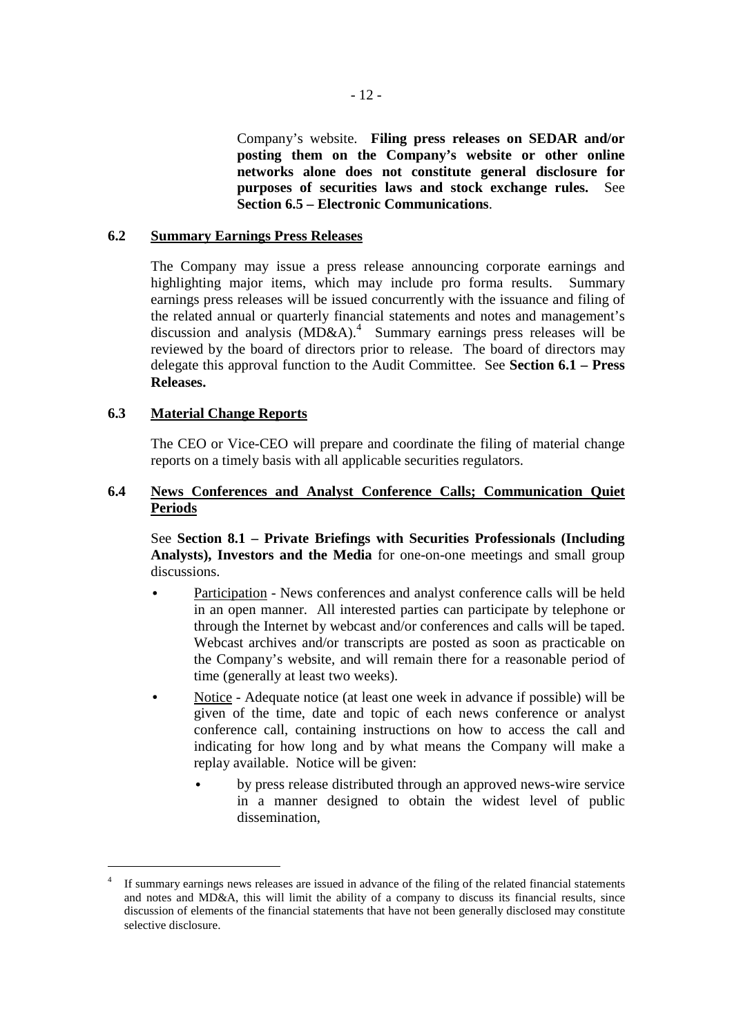Company's website. **Filing press releases on SEDAR and/or posting them on the Company's website or other online networks alone does not constitute general disclosure for purposes of securities laws and stock exchange rules.** See **Section 6.5 – Electronic Communications**.

### 6.2 Summary Earnings Press Releases

The Company may issue a press release announcing corporate earnings and highlighting major items, which may include pro forma results. Summary earnings press releases will be issued concurrently with the issuance and filing of the related annual or quarterly financial statements and notes and management's discussion and analysis (MD&A).[4] Summary earnings press releases will be reviewed by the board of directors prior to release. The board of directors may delegate this approval function to the Audit Committee. See **Section 6.1 – Press Releases.**

### 6.3 Material Change Reports

The CEO or Vice-CEO will prepare and coordinate the filing of material change reports on a timely basis with all applicable securities regulators.

### 6.4 News Conferences and Analyst Conference Calls; Communication Quiet Periods

See **Section 8.1 – Private Briefings with Securities Professionals (Including Analysts), Investors and the Media** for one-on-one meetings and small group discussions.

- Participation - News conferences and analyst conference calls will be held in an open manner. All interested parties can participate by telephone or through the Internet by webcast and/or conferences and calls will be taped. Webcast archives and/or transcripts are posted as soon as practicable on the Company's website, and will remain there for a reasonable period of time (generally at least two weeks).
- Notice - Adequate notice (at least one week in advance if possible) will be given of the time, date and topic of each news conference or analyst conference call, containing instructions on how to access the call and indicating for how long and by what means the Company will make a replay available. Notice will be given:
  - by press release distributed through an approved news-wire service in a manner designed to obtain the widest level of public dissemination,

---

[4] If summary earnings news releases are issued in advance of the filing of the related financial statements and notes and MD&A, this will limit the ability of a company to discuss its financial results, since discussion of elements of the financial statements that have not been generally disclosed may constitute selective disclosure.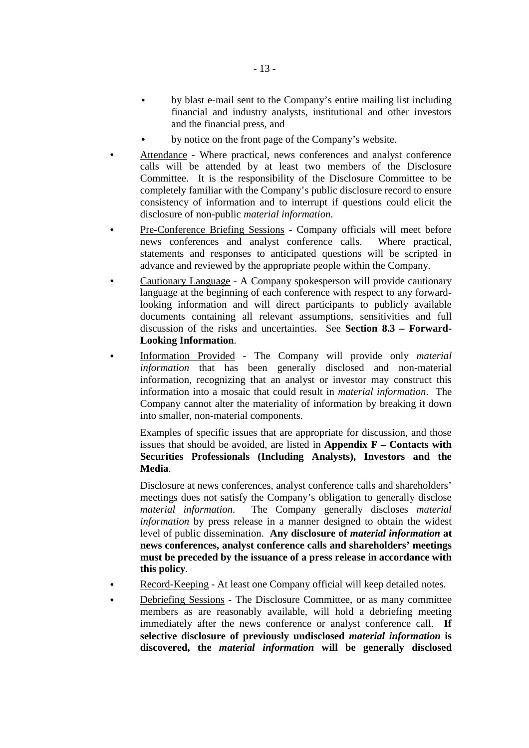- by blast e-mail sent to the Company's entire mailing list including financial and industry analysts, institutional and other investors and the financial press, and
- by notice on the front page of the Company's website.

- Attendance - Where practical, news conferences and analyst conference calls will be attended by at least two members of the Disclosure Committee. It is the responsibility of the Disclosure Committee to be completely familiar with the Company's public disclosure record to ensure consistency of information and to interrupt if questions could elicit the disclosure of non-public *material information*.
- Pre-Conference Briefing Sessions - Company officials will meet before news conferences and analyst conference calls. Where practical, statements and responses to anticipated questions will be scripted in advance and reviewed by the appropriate people within the Company.
- Cautionary Language - A Company spokesperson will provide cautionary language at the beginning of each conference with respect to any forward-looking information and will direct participants to publicly available documents containing all relevant assumptions, sensitivities and full discussion of the risks and uncertainties. See **Section 8.3 – Forward-Looking Information**.
- Information Provided - The Company will provide only *material information* that has been generally disclosed and non-material information, recognizing that an analyst or investor may construct this information into a mosaic that could result in *material information*. The Company cannot alter the materiality of information by breaking it down into smaller, non-material components.

  Examples of specific issues that are appropriate for discussion, and those issues that should be avoided, are listed in **Appendix F – Contacts with Securities Professionals (Including Analysts), Investors and the Media**.

  Disclosure at news conferences, analyst conference calls and shareholders' meetings does not satisfy the Company's obligation to generally disclose *material information*. The Company generally discloses *material information* by press release in a manner designed to obtain the widest level of public dissemination. **Any disclosure of *material information* at news conferences, analyst conference calls and shareholders' meetings must be preceded by the issuance of a press release in accordance with this policy**.
- Record-Keeping - At least one Company official will keep detailed notes.
- Debriefing Sessions - The Disclosure Committee, or as many committee members as are reasonably available, will hold a debriefing meeting immediately after the news conference or analyst conference call. **If selective disclosure of previously undisclosed *material information* is discovered, the *material information* will be generally disclosed**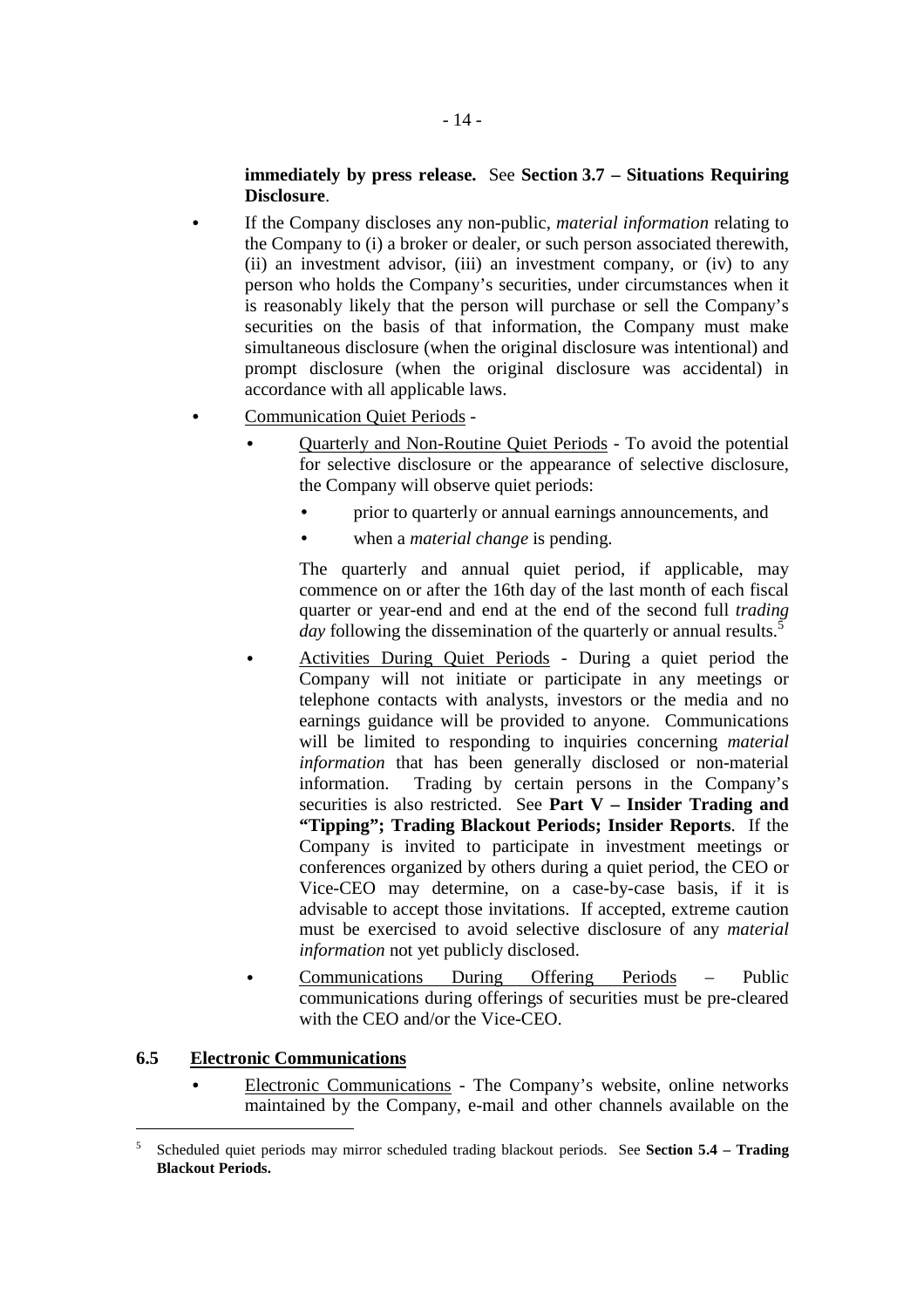**immediately by press release.** See **Section 3.7 – Situations Requiring Disclosure**.

- If the Company discloses any non-public, *material information* relating to the Company to (i) a broker or dealer, or such person associated therewith, (ii) an investment advisor, (iii) an investment company, or (iv) to any person who holds the Company's securities, under circumstances when it is reasonably likely that the person will purchase or sell the Company's securities on the basis of that information, the Company must make simultaneous disclosure (when the original disclosure was intentional) and prompt disclosure (when the original disclosure was accidental) in accordance with all applicable laws.
- Communication Quiet Periods -
  - Quarterly and Non-Routine Quiet Periods - To avoid the potential for selective disclosure or the appearance of selective disclosure, the Company will observe quiet periods:
    - prior to quarterly or annual earnings announcements, and
    - when a *material change* is pending.

    The quarterly and annual quiet period, if applicable, may commence on or after the 16th day of the last month of each fiscal quarter or year-end and end at the end of the second full *trading day* following the dissemination of the quarterly or annual results.[5]
  - Activities During Quiet Periods - During a quiet period the Company will not initiate or participate in any meetings or telephone contacts with analysts, investors or the media and no earnings guidance will be provided to anyone. Communications will be limited to responding to inquiries concerning *material information* that has been generally disclosed or non-material information. Trading by certain persons in the Company's securities is also restricted. See **Part V – Insider Trading and "Tipping"; Trading Blackout Periods; Insider Reports**. If the Company is invited to participate in investment meetings or conferences organized by others during a quiet period, the CEO or Vice-CEO may determine, on a case-by-case basis, if it is advisable to accept those invitations. If accepted, extreme caution must be exercised to avoid selective disclosure of any *material information* not yet publicly disclosed.
  - Communications During Offering Periods – Public communications during offerings of securities must be pre-cleared with the CEO and/or the Vice-CEO.

## 6.5 Electronic Communications

- Electronic Communications - The Company's website, online networks maintained by the Company, e-mail and other channels available on the

---

[5] Scheduled quiet periods may mirror scheduled trading blackout periods. See **Section 5.4 – Trading Blackout Periods.**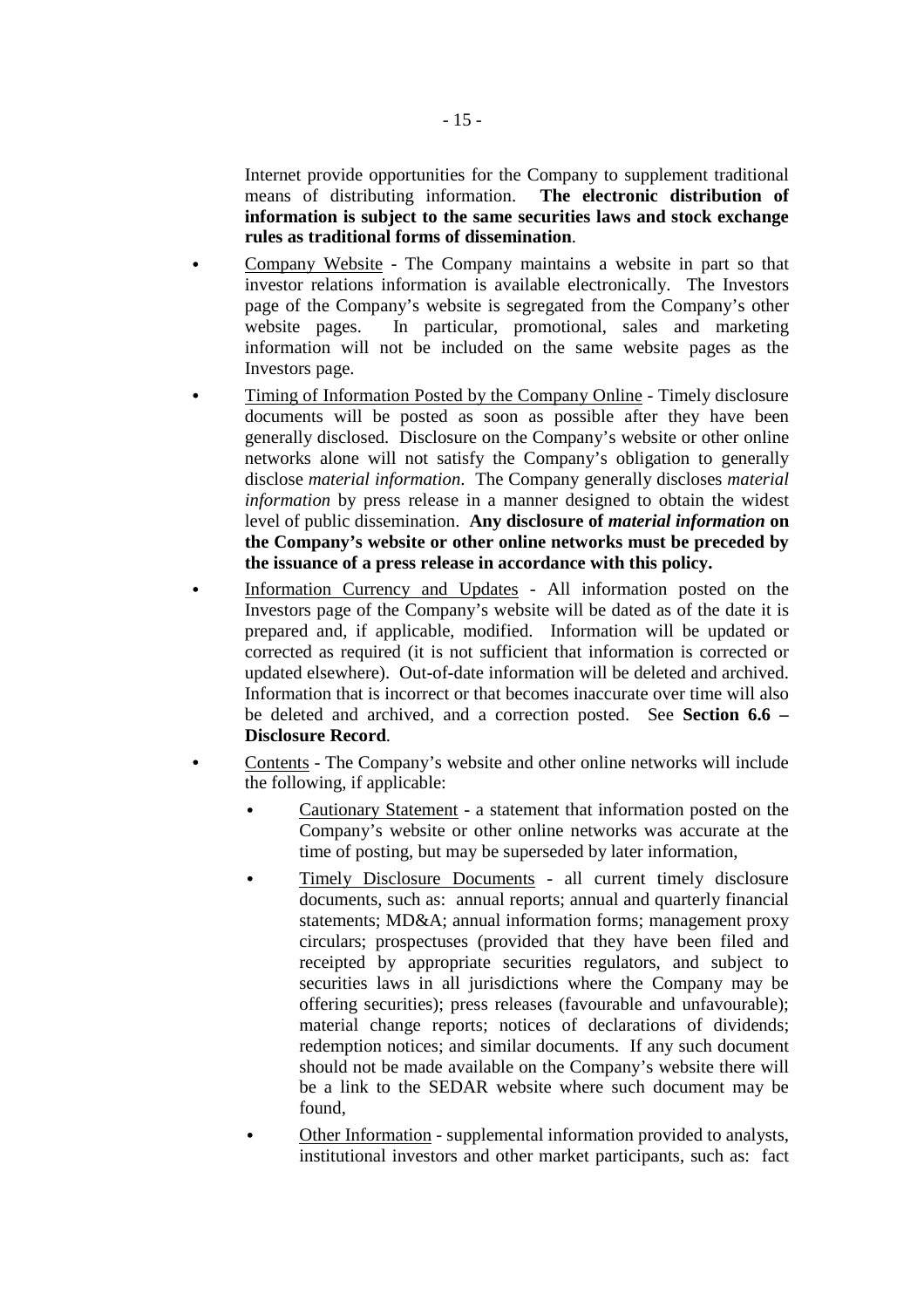Internet provide opportunities for the Company to supplement traditional means of distributing information. **The electronic distribution of information is subject to the same securities laws and stock exchange rules as traditional forms of dissemination**.

- Company Website - The Company maintains a website in part so that investor relations information is available electronically. The Investors page of the Company's website is segregated from the Company's other website pages. In particular, promotional, sales and marketing information will not be included on the same website pages as the Investors page.
- Timing of Information Posted by the Company Online - Timely disclosure documents will be posted as soon as possible after they have been generally disclosed. Disclosure on the Company's website or other online networks alone will not satisfy the Company's obligation to generally disclose *material information*. The Company generally discloses *material information* by press release in a manner designed to obtain the widest level of public dissemination. **Any disclosure of *material information* on the Company's website or other online networks must be preceded by the issuance of a press release in accordance with this policy.**
- Information Currency and Updates - All information posted on the Investors page of the Company's website will be dated as of the date it is prepared and, if applicable, modified. Information will be updated or corrected as required (it is not sufficient that information is corrected or updated elsewhere). Out-of-date information will be deleted and archived. Information that is incorrect or that becomes inaccurate over time will also be deleted and archived, and a correction posted. See **Section 6.6 – Disclosure Record**.
- Contents - The Company's website and other online networks will include the following, if applicable:
  - Cautionary Statement - a statement that information posted on the Company's website or other online networks was accurate at the time of posting, but may be superseded by later information,
  - Timely Disclosure Documents - all current timely disclosure documents, such as: annual reports; annual and quarterly financial statements; MD&A; annual information forms; management proxy circulars; prospectuses (provided that they have been filed and receipted by appropriate securities regulators, and subject to securities laws in all jurisdictions where the Company may be offering securities); press releases (favourable and unfavourable); material change reports; notices of declarations of dividends; redemption notices; and similar documents. If any such document should not be made available on the Company's website there will be a link to the SEDAR website where such document may be found,
  - Other Information - supplemental information provided to analysts, institutional investors and other market participants, such as: fact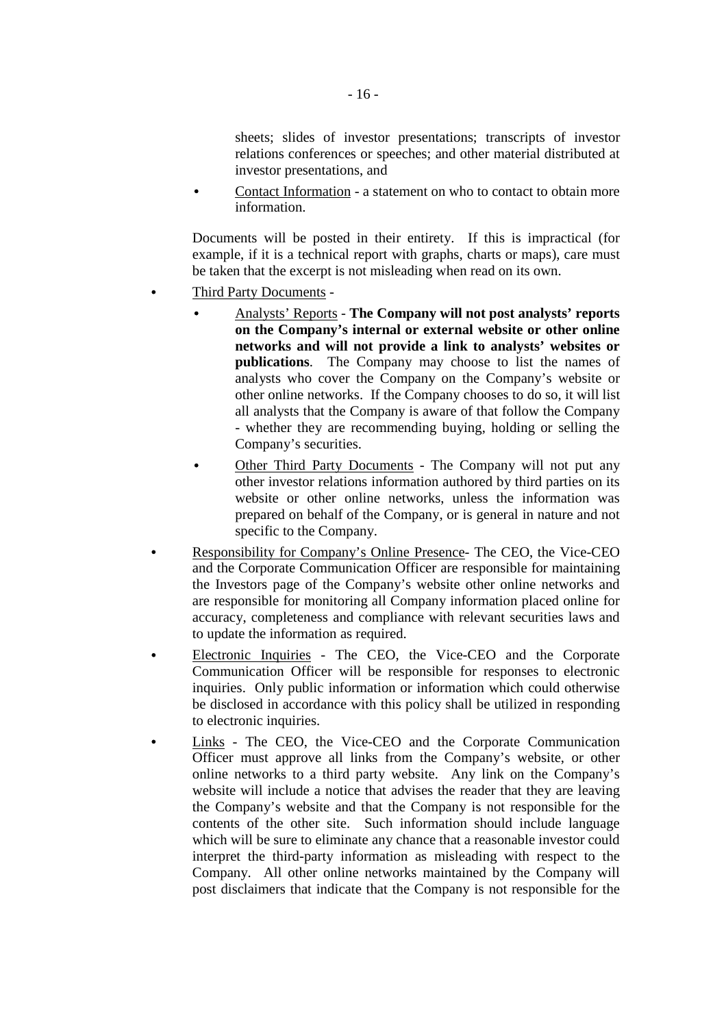sheets; slides of investor presentations; transcripts of investor relations conferences or speeches; and other material distributed at investor presentations, and

- Contact Information - a statement on who to contact to obtain more information.

Documents will be posted in their entirety. If this is impractical (for example, if it is a technical report with graphs, charts or maps), care must be taken that the excerpt is not misleading when read on its own.

- Third Party Documents -
  - Analysts' Reports - **The Company will not post analysts' reports on the Company's internal or external website or other online networks and will not provide a link to analysts' websites or publications**. The Company may choose to list the names of analysts who cover the Company on the Company's website or other online networks. If the Company chooses to do so, it will list all analysts that the Company is aware of that follow the Company - whether they are recommending buying, holding or selling the Company's securities.
  - Other Third Party Documents - The Company will not put any other investor relations information authored by third parties on its website or other online networks, unless the information was prepared on behalf of the Company, or is general in nature and not specific to the Company.
- Responsibility for Company's Online Presence- The CEO, the Vice-CEO and the Corporate Communication Officer are responsible for maintaining the Investors page of the Company's website other online networks and are responsible for monitoring all Company information placed online for accuracy, completeness and compliance with relevant securities laws and to update the information as required.
- Electronic Inquiries - The CEO, the Vice-CEO and the Corporate Communication Officer will be responsible for responses to electronic inquiries. Only public information or information which could otherwise be disclosed in accordance with this policy shall be utilized in responding to electronic inquiries.
- Links - The CEO, the Vice-CEO and the Corporate Communication Officer must approve all links from the Company's website, or other online networks to a third party website. Any link on the Company's website will include a notice that advises the reader that they are leaving the Company's website and that the Company is not responsible for the contents of the other site. Such information should include language which will be sure to eliminate any chance that a reasonable investor could interpret the third-party information as misleading with respect to the Company. All other online networks maintained by the Company will post disclaimers that indicate that the Company is not responsible for the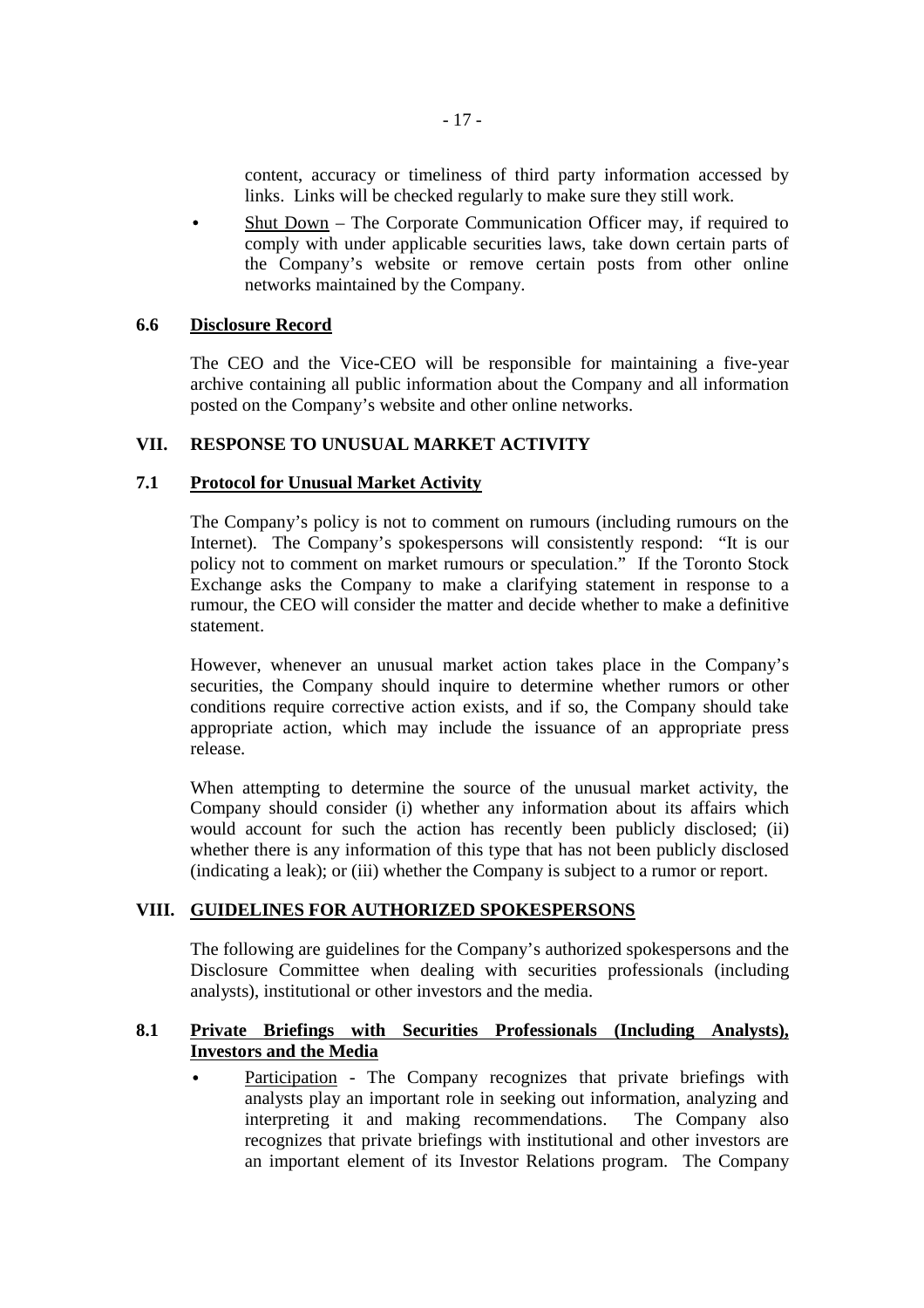content, accuracy or timeliness of third party information accessed by links. Links will be checked regularly to make sure they still work.

- Shut Down – The Corporate Communication Officer may, if required to comply with under applicable securities laws, take down certain parts of the Company's website or remove certain posts from other online networks maintained by the Company.

### 6.6 Disclosure Record

The CEO and the Vice-CEO will be responsible for maintaining a five-year archive containing all public information about the Company and all information posted on the Company's website and other online networks.

## VII. RESPONSE TO UNUSUAL MARKET ACTIVITY

### 7.1 Protocol for Unusual Market Activity

The Company's policy is not to comment on rumours (including rumours on the Internet). The Company's spokespersons will consistently respond: "It is our policy not to comment on market rumours or speculation." If the Toronto Stock Exchange asks the Company to make a clarifying statement in response to a rumour, the CEO will consider the matter and decide whether to make a definitive statement.

However, whenever an unusual market action takes place in the Company's securities, the Company should inquire to determine whether rumors or other conditions require corrective action exists, and if so, the Company should take appropriate action, which may include the issuance of an appropriate press release.

When attempting to determine the source of the unusual market activity, the Company should consider (i) whether any information about its affairs which would account for such the action has recently been publicly disclosed; (ii) whether there is any information of this type that has not been publicly disclosed (indicating a leak); or (iii) whether the Company is subject to a rumor or report.

## VIII. GUIDELINES FOR AUTHORIZED SPOKESPERSONS

The following are guidelines for the Company's authorized spokespersons and the Disclosure Committee when dealing with securities professionals (including analysts), institutional or other investors and the media.

### 8.1 Private Briefings with Securities Professionals (Including Analysts), Investors and the Media

- Participation - The Company recognizes that private briefings with analysts play an important role in seeking out information, analyzing and interpreting it and making recommendations. The Company also recognizes that private briefings with institutional and other investors are an important element of its Investor Relations program. The Company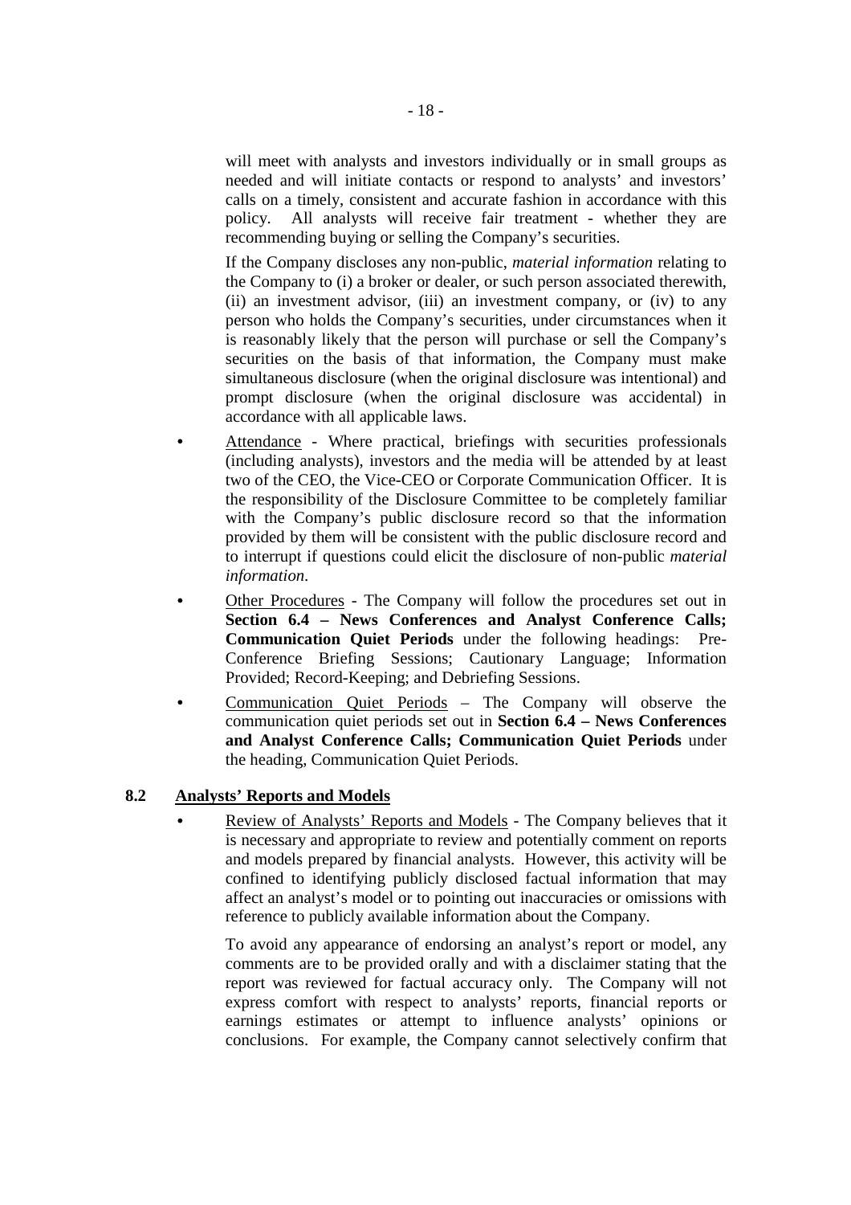will meet with analysts and investors individually or in small groups as needed and will initiate contacts or respond to analysts' and investors' calls on a timely, consistent and accurate fashion in accordance with this policy. All analysts will receive fair treatment - whether they are recommending buying or selling the Company's securities.

If the Company discloses any non-public, *material information* relating to the Company to (i) a broker or dealer, or such person associated therewith, (ii) an investment advisor, (iii) an investment company, or (iv) to any person who holds the Company's securities, under circumstances when it is reasonably likely that the person will purchase or sell the Company's securities on the basis of that information, the Company must make simultaneous disclosure (when the original disclosure was intentional) and prompt disclosure (when the original disclosure was accidental) in accordance with all applicable laws.

- Attendance - Where practical, briefings with securities professionals (including analysts), investors and the media will be attended by at least two of the CEO, the Vice-CEO or Corporate Communication Officer. It is the responsibility of the Disclosure Committee to be completely familiar with the Company's public disclosure record so that the information provided by them will be consistent with the public disclosure record and to interrupt if questions could elicit the disclosure of non-public *material information*.
- Other Procedures - The Company will follow the procedures set out in **Section 6.4 – News Conferences and Analyst Conference Calls; Communication Quiet Periods** under the following headings: Pre-Conference Briefing Sessions; Cautionary Language; Information Provided; Record-Keeping; and Debriefing Sessions.
- Communication Quiet Periods – The Company will observe the communication quiet periods set out in **Section 6.4 – News Conferences and Analyst Conference Calls; Communication Quiet Periods** under the heading, Communication Quiet Periods.

## 8.2 Analysts' Reports and Models

- Review of Analysts' Reports and Models - The Company believes that it is necessary and appropriate to review and potentially comment on reports and models prepared by financial analysts. However, this activity will be confined to identifying publicly disclosed factual information that may affect an analyst's model or to pointing out inaccuracies or omissions with reference to publicly available information about the Company.

  To avoid any appearance of endorsing an analyst's report or model, any comments are to be provided orally and with a disclaimer stating that the report was reviewed for factual accuracy only. The Company will not express comfort with respect to analysts' reports, financial reports or earnings estimates or attempt to influence analysts' opinions or conclusions. For example, the Company cannot selectively confirm that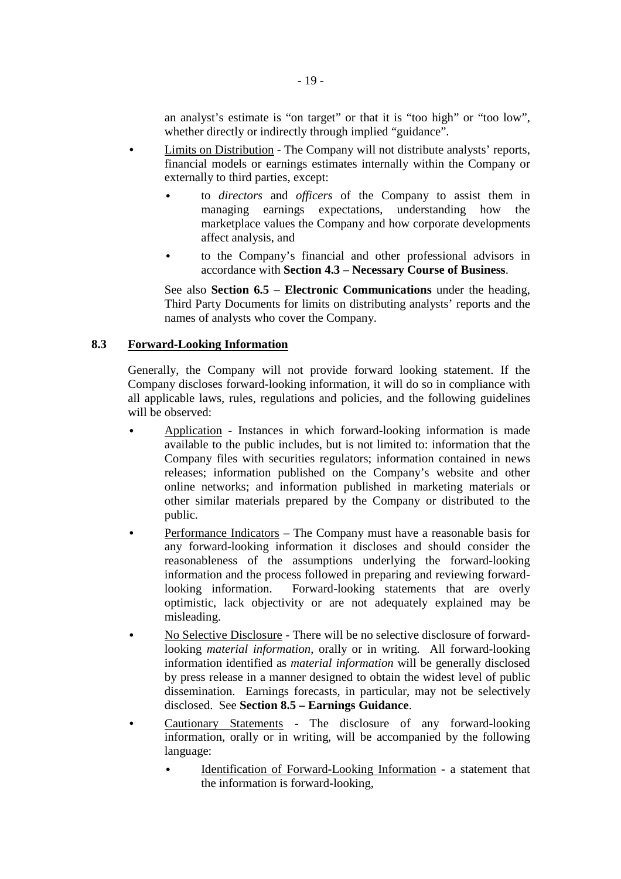an analyst's estimate is "on target" or that it is "too high" or "too low", whether directly or indirectly through implied "guidance".

- Limits on Distribution - The Company will not distribute analysts' reports, financial models or earnings estimates internally within the Company or externally to third parties, except:
  - to *directors* and *officers* of the Company to assist them in managing earnings expectations, understanding how the marketplace values the Company and how corporate developments affect analysis, and
  - to the Company's financial and other professional advisors in accordance with **Section 4.3 – Necessary Course of Business**.

  See also **Section 6.5 – Electronic Communications** under the heading, Third Party Documents for limits on distributing analysts' reports and the names of analysts who cover the Company.

### 8.3 Forward-Looking Information

Generally, the Company will not provide forward looking statement. If the Company discloses forward-looking information, it will do so in compliance with all applicable laws, rules, regulations and policies, and the following guidelines will be observed:

- Application - Instances in which forward-looking information is made available to the public includes, but is not limited to: information that the Company files with securities regulators; information contained in news releases; information published on the Company's website and other online networks; and information published in marketing materials or other similar materials prepared by the Company or distributed to the public.
- Performance Indicators – The Company must have a reasonable basis for any forward-looking information it discloses and should consider the reasonableness of the assumptions underlying the forward-looking information and the process followed in preparing and reviewing forward-looking information. Forward-looking statements that are overly optimistic, lack objectivity or are not adequately explained may be misleading.
- No Selective Disclosure - There will be no selective disclosure of forward-looking *material information*, orally or in writing. All forward-looking information identified as *material information* will be generally disclosed by press release in a manner designed to obtain the widest level of public dissemination. Earnings forecasts, in particular, may not be selectively disclosed. See **Section 8.5 – Earnings Guidance**.
- Cautionary Statements - The disclosure of any forward-looking information, orally or in writing, will be accompanied by the following language:
  - Identification of Forward-Looking Information - a statement that the information is forward-looking,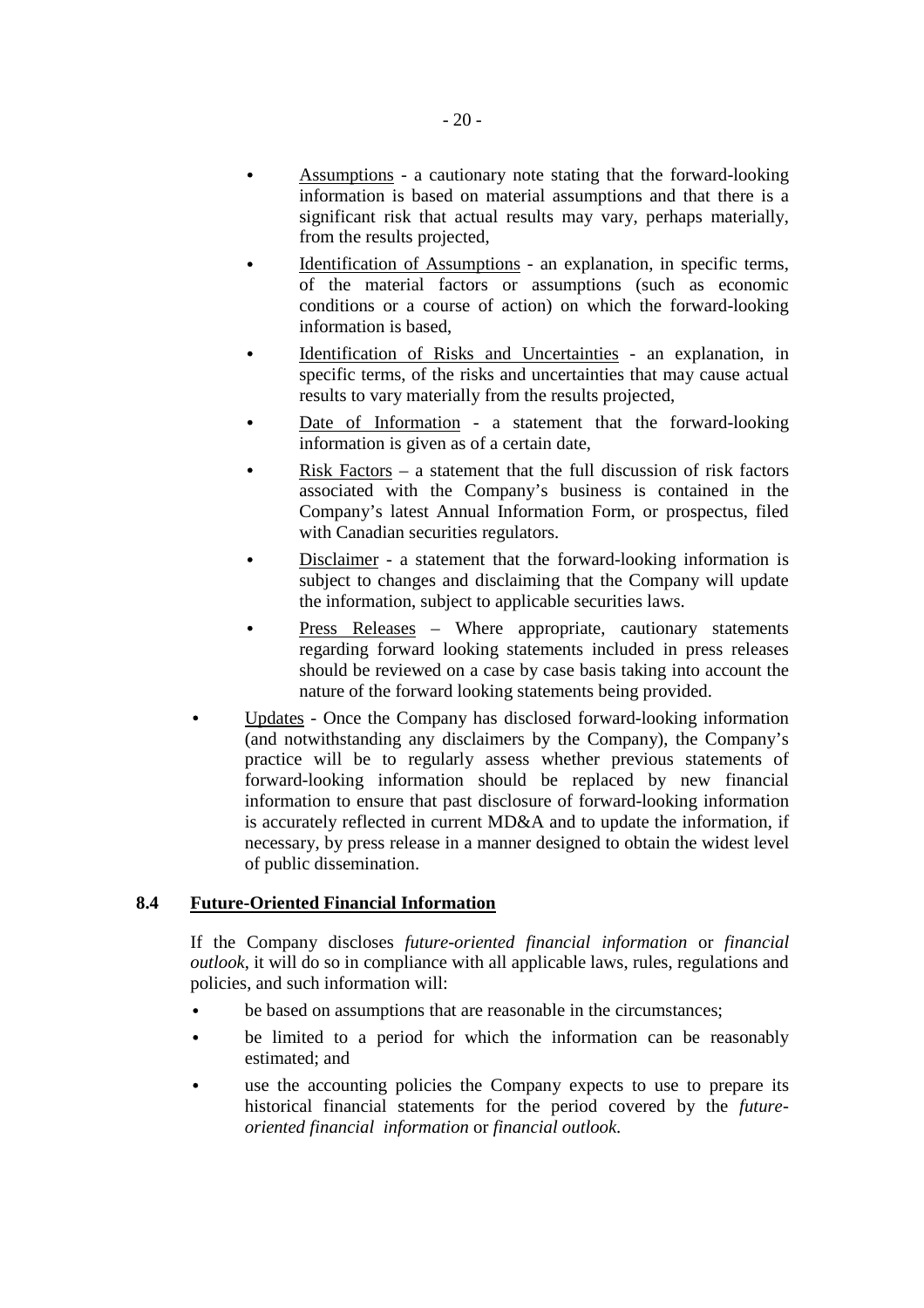- <u>Assumptions</u> - a cautionary note stating that the forward-looking information is based on material assumptions and that there is a significant risk that actual results may vary, perhaps materially, from the results projected,
- <u>Identification of Assumptions</u> - an explanation, in specific terms, of the material factors or assumptions (such as economic conditions or a course of action) on which the forward-looking information is based,
- <u>Identification of Risks and Uncertainties</u> - an explanation, in specific terms, of the risks and uncertainties that may cause actual results to vary materially from the results projected,
- <u>Date of Information</u> - a statement that the forward-looking information is given as of a certain date,
- <u>Risk Factors</u> – a statement that the full discussion of risk factors associated with the Company's business is contained in the Company's latest Annual Information Form, or prospectus, filed with Canadian securities regulators.
- <u>Disclaimer</u> - a statement that the forward-looking information is subject to changes and disclaiming that the Company will update the information, subject to applicable securities laws.
- <u>Press Releases</u> – Where appropriate, cautionary statements regarding forward looking statements included in press releases should be reviewed on a case by case basis taking into account the nature of the forward looking statements being provided.

- <u>Updates</u> - Once the Company has disclosed forward-looking information (and notwithstanding any disclaimers by the Company), the Company's practice will be to regularly assess whether previous statements of forward-looking information should be replaced by new financial information to ensure that past disclosure of forward-looking information is accurately reflected in current MD&A and to update the information, if necessary, by press release in a manner designed to obtain the widest level of public dissemination.

### 8.4 <u>Future-Oriented Financial Information</u>

If the Company discloses *future-oriented financial information* or *financial outlook*, it will do so in compliance with all applicable laws, rules, regulations and policies, and such information will:

- be based on assumptions that are reasonable in the circumstances;
- be limited to a period for which the information can be reasonably estimated; and
- use the accounting policies the Company expects to use to prepare its historical financial statements for the period covered by the *future-oriented financial information* or *financial outlook*.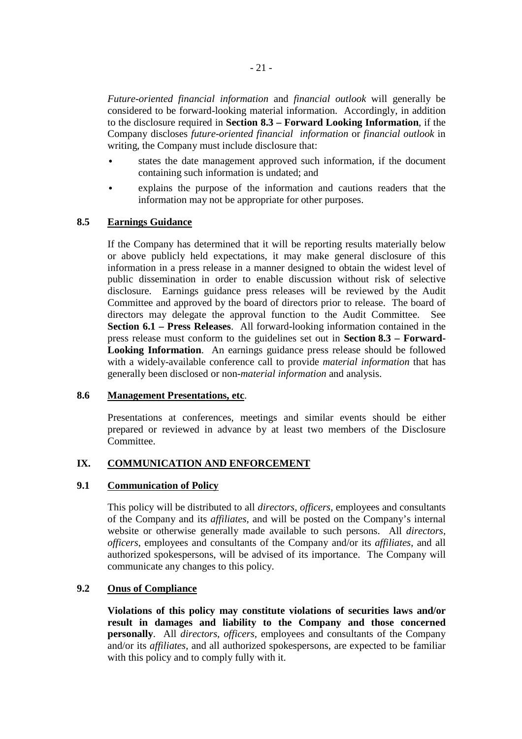*Future-oriented financial information* and *financial outlook* will generally be considered to be forward-looking material information. Accordingly, in addition to the disclosure required in **Section 8.3 – Forward Looking Information**, if the Company discloses *future-oriented financial information* or *financial outlook* in writing, the Company must include disclosure that:

- states the date management approved such information, if the document containing such information is undated; and
- explains the purpose of the information and cautions readers that the information may not be appropriate for other purposes.

### 8.5 Earnings Guidance

If the Company has determined that it will be reporting results materially below or above publicly held expectations, it may make general disclosure of this information in a press release in a manner designed to obtain the widest level of public dissemination in order to enable discussion without risk of selective disclosure. Earnings guidance press releases will be reviewed by the Audit Committee and approved by the board of directors prior to release. The board of directors may delegate the approval function to the Audit Committee. See **Section 6.1 – Press Releases**. All forward-looking information contained in the press release must conform to the guidelines set out in **Section 8.3 – Forward-Looking Information**. An earnings guidance press release should be followed with a widely-available conference call to provide *material information* that has generally been disclosed or non-*material information* and analysis.

### 8.6 Management Presentations, etc.

Presentations at conferences, meetings and similar events should be either prepared or reviewed in advance by at least two members of the Disclosure Committee.

## IX. COMMUNICATION AND ENFORCEMENT

### 9.1 Communication of Policy

This policy will be distributed to all *directors*, *officers*, employees and consultants of the Company and its *affiliates*, and will be posted on the Company's internal website or otherwise generally made available to such persons. All *directors*, *officers*, employees and consultants of the Company and/or its *affiliates*, and all authorized spokespersons, will be advised of its importance. The Company will communicate any changes to this policy.

### 9.2 Onus of Compliance

**Violations of this policy may constitute violations of securities laws and/or result in damages and liability to the Company and those concerned personally**. All *directors*, *officers*, employees and consultants of the Company and/or its *affiliates*, and all authorized spokespersons, are expected to be familiar with this policy and to comply fully with it.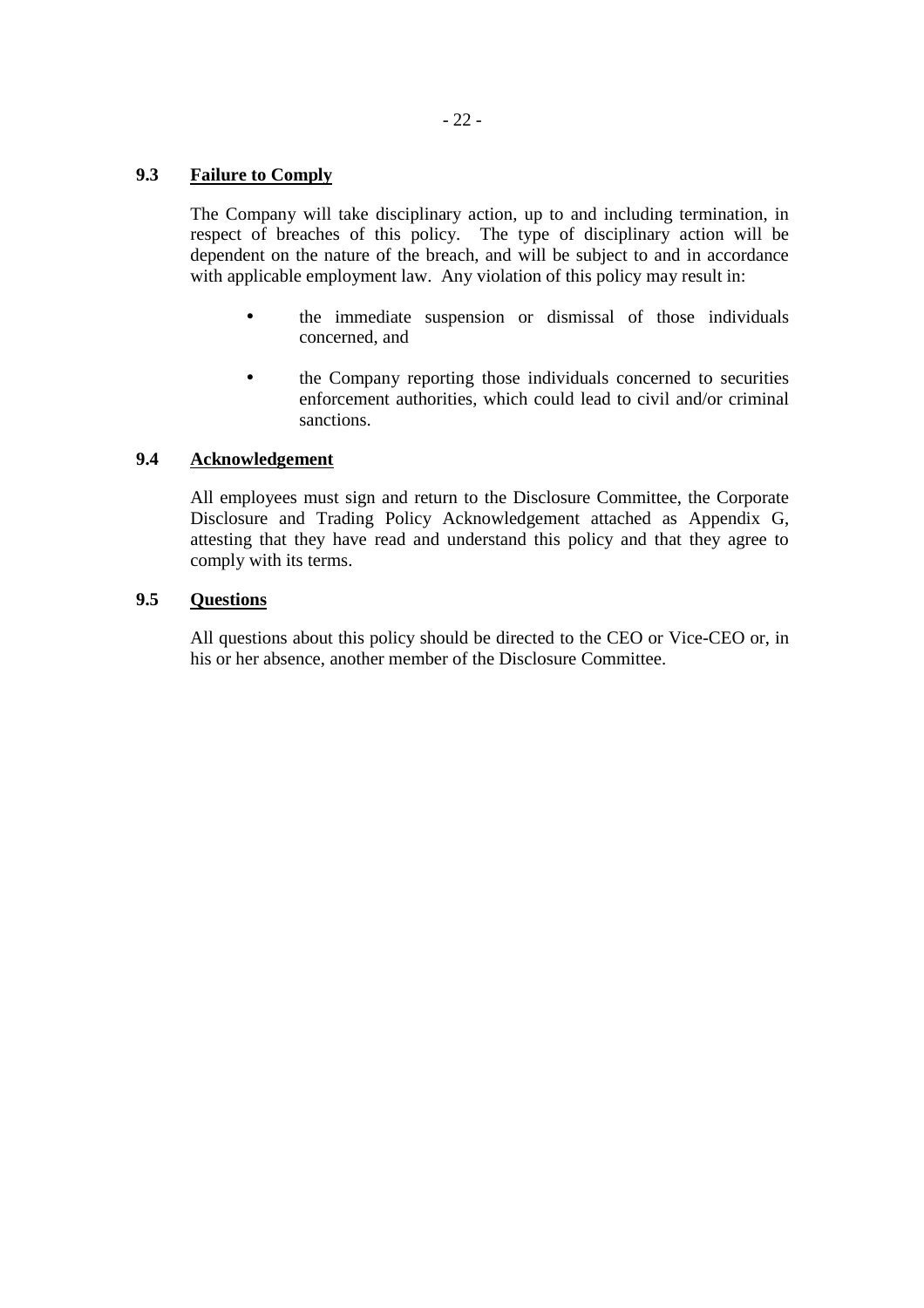### 9.3 Failure to Comply

The Company will take disciplinary action, up to and including termination, in respect of breaches of this policy. The type of disciplinary action will be dependent on the nature of the breach, and will be subject to and in accordance with applicable employment law. Any violation of this policy may result in:

- the immediate suspension or dismissal of those individuals concerned, and
- the Company reporting those individuals concerned to securities enforcement authorities, which could lead to civil and/or criminal sanctions.

### 9.4 Acknowledgement

All employees must sign and return to the Disclosure Committee, the Corporate Disclosure and Trading Policy Acknowledgement attached as Appendix G, attesting that they have read and understand this policy and that they agree to comply with its terms.

### 9.5 Questions

All questions about this policy should be directed to the CEO or Vice-CEO or, in his or her absence, another member of the Disclosure Committee.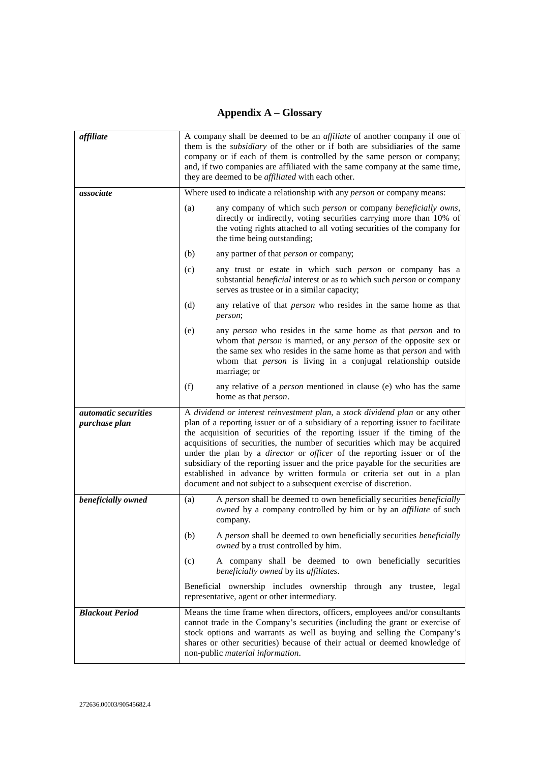# Appendix A – Glossary

| | |
|---|---|
| ***affiliate*** | A company shall be deemed to be an *affiliate* of another company if one of them is the *subsidiary* of the other or if both are subsidiaries of the same company or if each of them is controlled by the same person or company; and, if two companies are affiliated with the same company at the same time, they are deemed to be *affiliated* with each other. |
| ***associate*** | Where used to indicate a relationship with any *person* or company means:<br><br>(a) any company of which such *person* or company *beneficially owns*, directly or indirectly, voting securities carrying more than 10% of the voting rights attached to all voting securities of the company for the time being outstanding;<br><br>(b) any partner of that *person* or company;<br><br>(c) any trust or estate in which such *person* or company has a substantial *beneficial* interest or as to which such *person* or company serves as trustee or in a similar capacity;<br><br>(d) any relative of that *person* who resides in the same home as that *person*;<br><br>(e) any *person* who resides in the same home as that *person* and to whom that *person* is married, or any *person* of the opposite sex or the same sex who resides in the same home as that *person* and with whom that *person* is living in a conjugal relationship outside marriage; or<br><br>(f) any relative of a *person* mentioned in clause (e) who has the same home as that *person*. |
| ***automatic securities purchase plan*** | A *dividend or interest reinvestment plan*, a *stock dividend plan* or any other plan of a reporting issuer or of a subsidiary of a reporting issuer to facilitate the acquisition of securities of the reporting issuer if the timing of the acquisitions of securities, the number of securities which may be acquired under the plan by a *director* or *officer* of the reporting issuer or of the subsidiary of the reporting issuer and the price payable for the securities are established in advance by written formula or criteria set out in a plan document and not subject to a subsequent exercise of discretion. |
| ***beneficially owned*** | (a) A *person* shall be deemed to own beneficially securities *beneficially owned* by a company controlled by him or by an *affiliate* of such company.<br><br>(b) A *person* shall be deemed to own beneficially securities *beneficially owned* by a trust controlled by him.<br><br>(c) A company shall be deemed to own beneficially securities *beneficially owned* by its *affiliates*.<br><br>Beneficial ownership includes ownership through any trustee, legal representative, agent or other intermediary. |
| ***Blackout Period*** | Means the time frame when directors, officers, employees and/or consultants cannot trade in the Company's securities (including the grant or exercise of stock options and warrants as well as buying and selling the Company's shares or other securities) because of their actual or deemed knowledge of non-public *material information*. |

272636.00003/90545682.4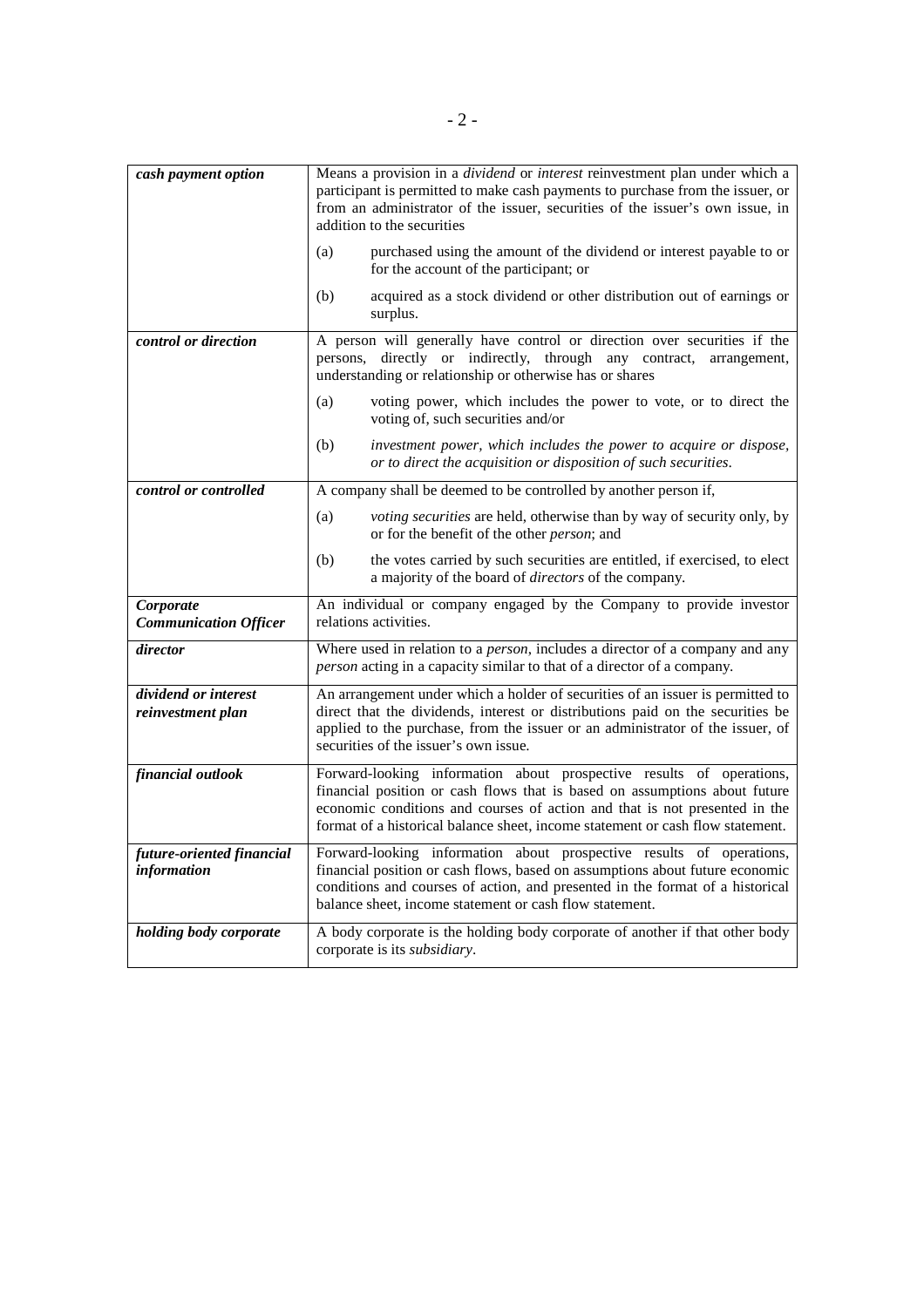| | |
|---|---|
| ***cash payment option*** | Means a provision in a *dividend* or *interest* reinvestment plan under which a participant is permitted to make cash payments to purchase from the issuer, or from an administrator of the issuer, securities of the issuer's own issue, in addition to the securities<br><br>(a) purchased using the amount of the dividend or interest payable to or for the account of the participant; or<br><br>(b) acquired as a stock dividend or other distribution out of earnings or surplus. |
| ***control or direction*** | A person will generally have control or direction over securities if the persons, directly or indirectly, through any contract, arrangement, understanding or relationship or otherwise has or shares<br><br>(a) voting power, which includes the power to vote, or to direct the voting of, such securities and/or<br><br>(b) *investment power, which includes the power to acquire or dispose, or to direct the acquisition or disposition of such securities*. |
| ***control or controlled*** | A company shall be deemed to be controlled by another person if,<br><br>(a) *voting securities* are held, otherwise than by way of security only, by or for the benefit of the other *person*; and<br><br>(b) the votes carried by such securities are entitled, if exercised, to elect a majority of the board of *directors* of the company. |
| ***Corporate Communication Officer*** | An individual or company engaged by the Company to provide investor relations activities. |
| ***director*** | Where used in relation to a *person*, includes a director of a company and any *person* acting in a capacity similar to that of a director of a company. |
| ***dividend or interest reinvestment plan*** | An arrangement under which a holder of securities of an issuer is permitted to direct that the dividends, interest or distributions paid on the securities be applied to the purchase, from the issuer or an administrator of the issuer, of securities of the issuer's own issue. |
| ***financial outlook*** | Forward-looking information about prospective results of operations, financial position or cash flows that is based on assumptions about future economic conditions and courses of action and that is not presented in the format of a historical balance sheet, income statement or cash flow statement. |
| ***future-oriented financial information*** | Forward-looking information about prospective results of operations, financial position or cash flows, based on assumptions about future economic conditions and courses of action, and presented in the format of a historical balance sheet, income statement or cash flow statement. |
| ***holding body corporate*** | A body corporate is the holding body corporate of another if that other body corporate is its *subsidiary*. |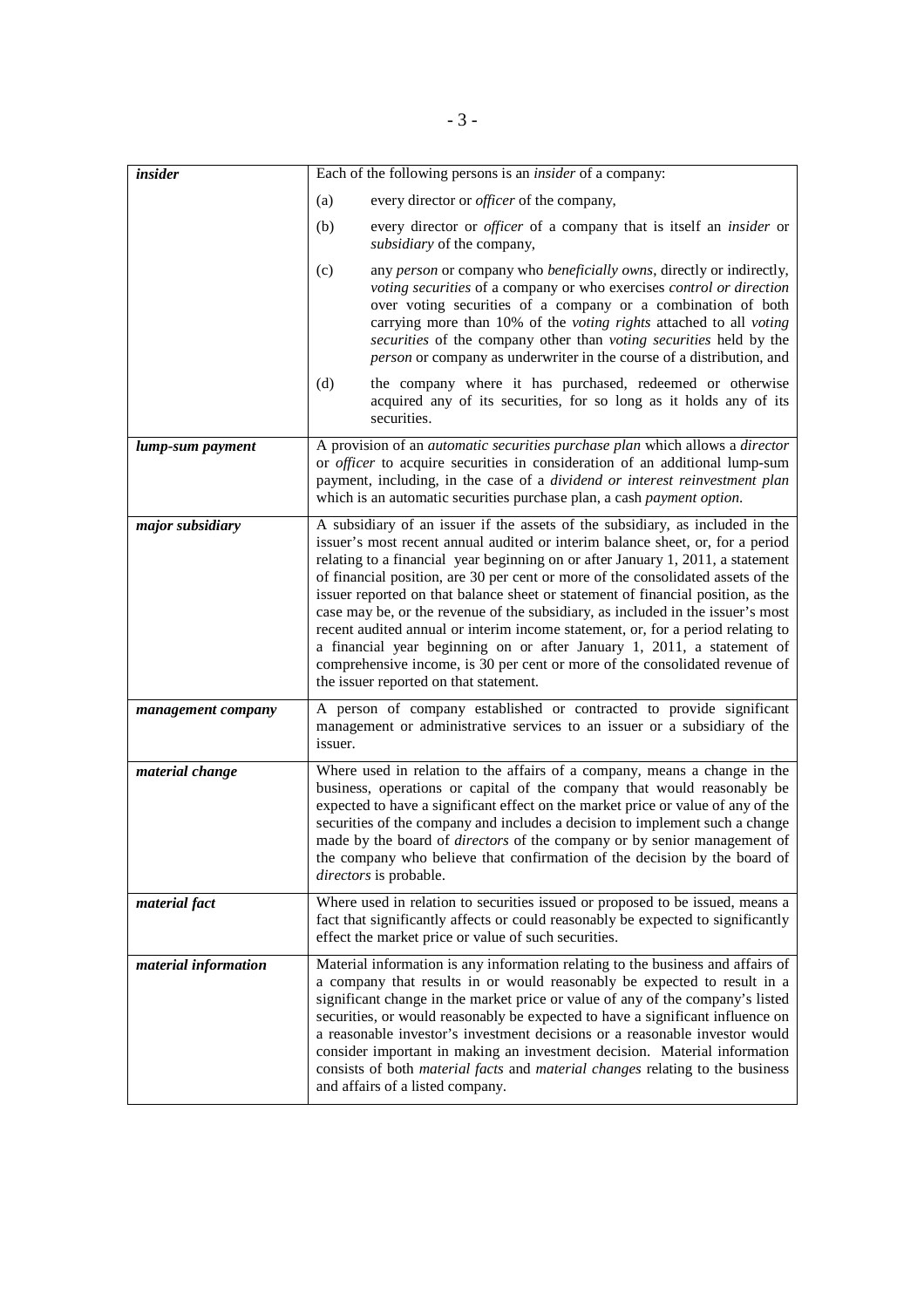| | |
|---|---|
| ***insider*** | Each of the following persons is an *insider* of a company:<br><br>(a) every director or *officer* of the company,<br><br>(b) every director or *officer* of a company that is itself an *insider* or *subsidiary* of the company,<br><br>(c) any *person* or company who *beneficially owns*, directly or indirectly, *voting securities* of a company or who exercises *control or direction* over voting securities of a company or a combination of both carrying more than 10% of the *voting rights* attached to all *voting securities* of the company other than *voting securities* held by the *person* or company as underwriter in the course of a distribution, and<br><br>(d) the company where it has purchased, redeemed or otherwise acquired any of its securities, for so long as it holds any of its securities. |
| ***lump-sum payment*** | A provision of an *automatic securities purchase plan* which allows a *director* or *officer* to acquire securities in consideration of an additional lump-sum payment, including, in the case of a *dividend or interest reinvestment plan* which is an automatic securities purchase plan, a cash *payment option*. |
| ***major subsidiary*** | A subsidiary of an issuer if the assets of the subsidiary, as included in the issuer's most recent annual audited or interim balance sheet, or, for a period relating to a financial year beginning on or after January 1, 2011, a statement of financial position, are 30 per cent or more of the consolidated assets of the issuer reported on that balance sheet or statement of financial position, as the case may be, or the revenue of the subsidiary, as included in the issuer's most recent audited annual or interim income statement, or, for a period relating to a financial year beginning on or after January 1, 2011, a statement of comprehensive income, is 30 per cent or more of the consolidated revenue of the issuer reported on that statement. |
| ***management company*** | A person of company established or contracted to provide significant management or administrative services to an issuer or a subsidiary of the issuer. |
| ***material change*** | Where used in relation to the affairs of a company, means a change in the business, operations or capital of the company that would reasonably be expected to have a significant effect on the market price or value of any of the securities of the company and includes a decision to implement such a change made by the board of *directors* of the company or by senior management of the company who believe that confirmation of the decision by the board of *directors* is probable. |
| ***material fact*** | Where used in relation to securities issued or proposed to be issued, means a fact that significantly affects or could reasonably be expected to significantly effect the market price or value of such securities. |
| ***material information*** | Material information is any information relating to the business and affairs of a company that results in or would reasonably be expected to result in a significant change in the market price or value of any of the company's listed securities, or would reasonably be expected to have a significant influence on a reasonable investor's investment decisions or a reasonable investor would consider important in making an investment decision. Material information consists of both *material facts* and *material changes* relating to the business and affairs of a listed company. |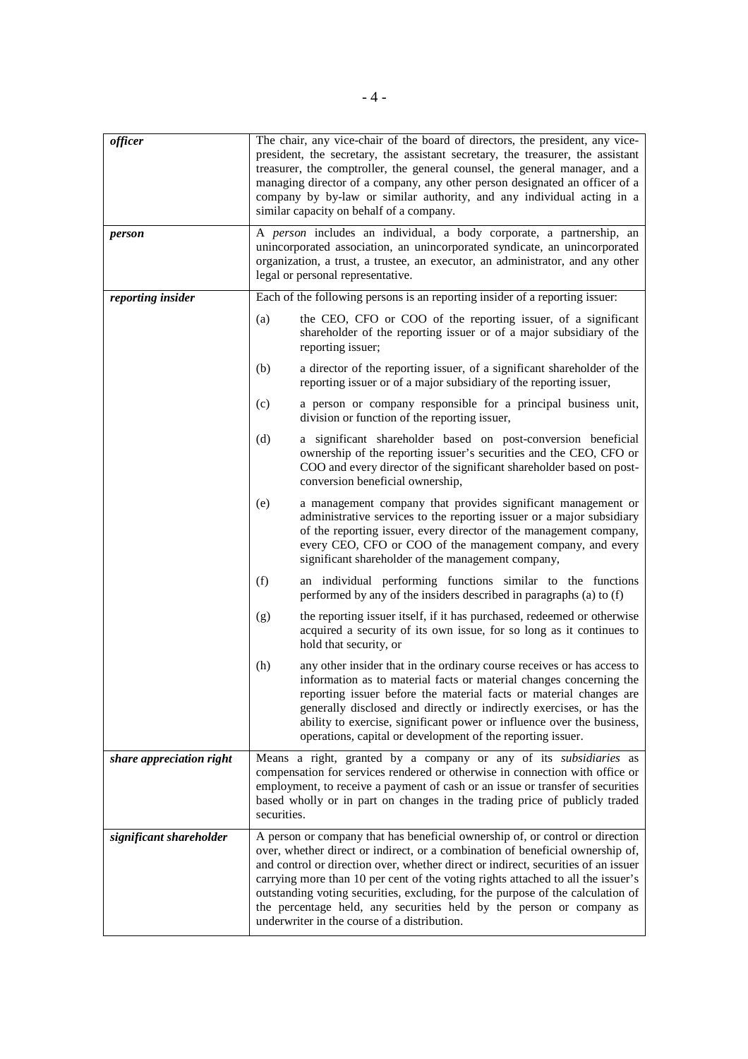| | |
|---|---|
| ***officer*** | The chair, any vice-chair of the board of directors, the president, any vice-president, the secretary, the assistant secretary, the treasurer, the assistant treasurer, the comptroller, the general counsel, the general manager, and a managing director of a company, any other person designated an officer of a company by by-law or similar authority, and any individual acting in a similar capacity on behalf of a company. |
| ***person*** | A *person* includes an individual, a body corporate, a partnership, an unincorporated association, an unincorporated syndicate, an unincorporated organization, a trust, a trustee, an executor, an administrator, and any other legal or personal representative. |
| ***reporting insider*** | Each of the following persons is an reporting insider of a reporting issuer:<br><br>(a) the CEO, CFO or COO of the reporting issuer, of a significant shareholder of the reporting issuer or of a major subsidiary of the reporting issuer;<br><br>(b) a director of the reporting issuer, of a significant shareholder of the reporting issuer or of a major subsidiary of the reporting issuer,<br><br>(c) a person or company responsible for a principal business unit, division or function of the reporting issuer,<br><br>(d) a significant shareholder based on post-conversion beneficial ownership of the reporting issuer's securities and the CEO, CFO or COO and every director of the significant shareholder based on post-conversion beneficial ownership,<br><br>(e) a management company that provides significant management or administrative services to the reporting issuer or a major subsidiary of the reporting issuer, every director of the management company, every CEO, CFO or COO of the management company, and every significant shareholder of the management company,<br><br>(f) an individual performing functions similar to the functions performed by any of the insiders described in paragraphs (a) to (f)<br><br>(g) the reporting issuer itself, if it has purchased, redeemed or otherwise acquired a security of its own issue, for so long as it continues to hold that security, or<br><br>(h) any other insider that in the ordinary course receives or has access to information as to material facts or material changes concerning the reporting issuer before the material facts or material changes are generally disclosed and directly or indirectly exercises, or has the ability to exercise, significant power or influence over the business, operations, capital or development of the reporting issuer. |
| ***share appreciation right*** | Means a right, granted by a company or any of its *subsidiaries* as compensation for services rendered or otherwise in connection with office or employment, to receive a payment of cash or an issue or transfer of securities based wholly or in part on changes in the trading price of publicly traded securities. |
| ***significant shareholder*** | A person or company that has beneficial ownership of, or control or direction over, whether direct or indirect, or a combination of beneficial ownership of, and control or direction over, whether direct or indirect, securities of an issuer carrying more than 10 per cent of the voting rights attached to all the issuer's outstanding voting securities, excluding, for the purpose of the calculation of the percentage held, any securities held by the person or company as underwriter in the course of a distribution. |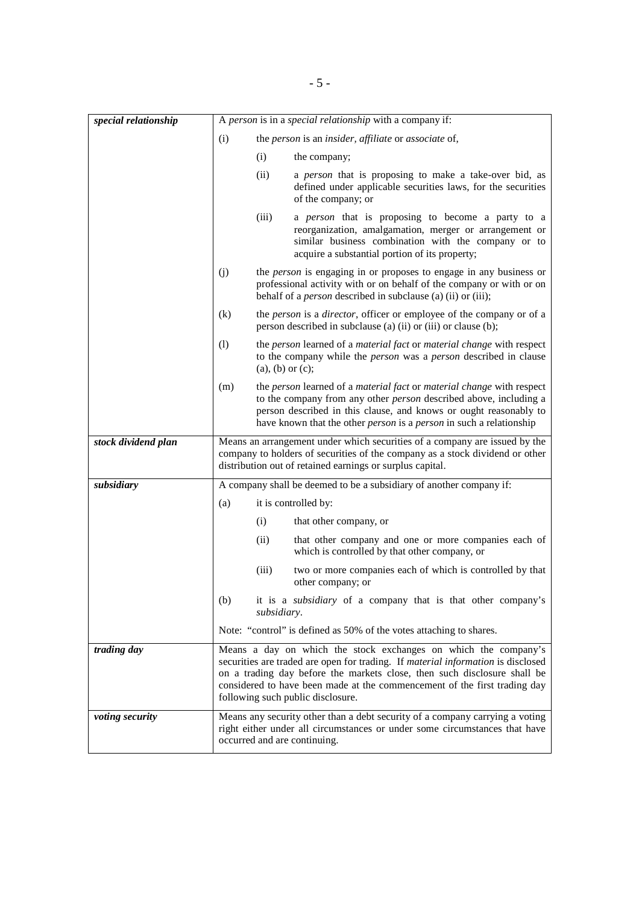| | |
|---|---|
| ***special relationship*** | A *person* is in a *special relationship* with a company if:<br><br>(i) the *person* is an *insider*, *affiliate* or *associate* of,<br><br>&nbsp;&nbsp;&nbsp;&nbsp;(i) the company;<br><br>&nbsp;&nbsp;&nbsp;&nbsp;(ii) a *person* that is proposing to make a take-over bid, as defined under applicable securities laws, for the securities of the company; or<br><br>&nbsp;&nbsp;&nbsp;&nbsp;(iii) a *person* that is proposing to become a party to a reorganization, amalgamation, merger or arrangement or similar business combination with the company or to acquire a substantial portion of its property;<br><br>(j) the *person* is engaging in or proposes to engage in any business or professional activity with or on behalf of the company or with or on behalf of a *person* described in subclause (a) (ii) or (iii);<br><br>(k) the *person* is a *director*, officer or employee of the company or of a person described in subclause (a) (ii) or (iii) or clause (b);<br><br>(l) the *person* learned of a *material fact* or *material change* with respect to the company while the *person* was a *person* described in clause (a), (b) or (c);<br><br>(m) the *person* learned of a *material fact* or *material change* with respect to the company from any other *person* described above, including a person described in this clause, and knows or ought reasonably to have known that the other *person* is a *person* in such a relationship |
| ***stock dividend plan*** | Means an arrangement under which securities of a company are issued by the company to holders of securities of the company as a stock dividend or other distribution out of retained earnings or surplus capital. |
| ***subsidiary*** | A company shall be deemed to be a subsidiary of another company if:<br><br>(a) it is controlled by:<br><br>&nbsp;&nbsp;&nbsp;&nbsp;(i) that other company, or<br><br>&nbsp;&nbsp;&nbsp;&nbsp;(ii) that other company and one or more companies each of which is controlled by that other company, or<br><br>&nbsp;&nbsp;&nbsp;&nbsp;(iii) two or more companies each of which is controlled by that other company; or<br><br>(b) it is a *subsidiary* of a company that is that other company's *subsidiary*.<br><br>Note: "control" is defined as 50% of the votes attaching to shares. |
| ***trading day*** | Means a day on which the stock exchanges on which the company's securities are traded are open for trading. If *material information* is disclosed on a trading day before the markets close, then such disclosure shall be considered to have been made at the commencement of the first trading day following such public disclosure. |
| ***voting security*** | Means any security other than a debt security of a company carrying a voting right either under all circumstances or under some circumstances that have occurred and are continuing. |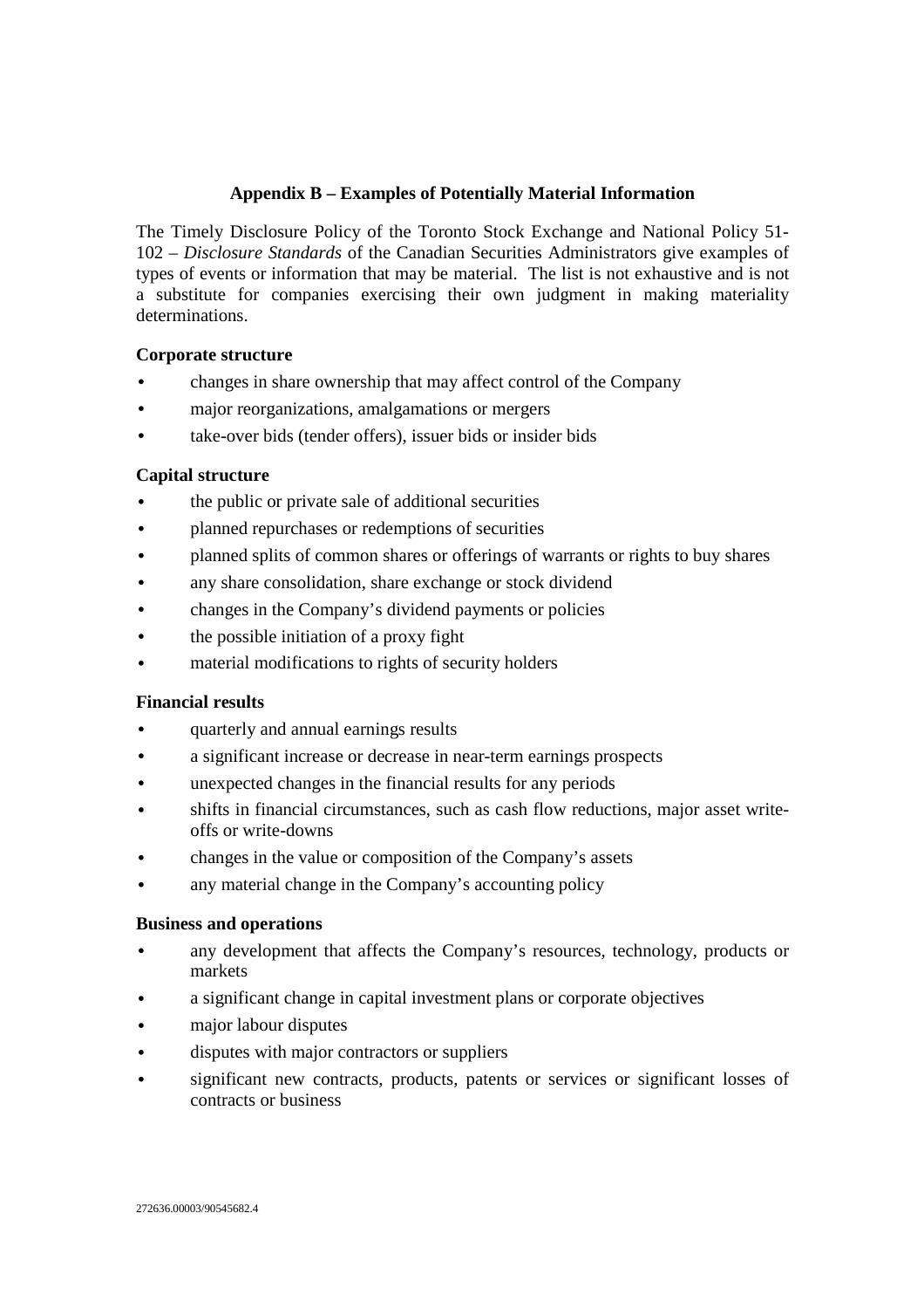## Appendix B – Examples of Potentially Material Information

The Timely Disclosure Policy of the Toronto Stock Exchange and National Policy 51-102 – *Disclosure Standards* of the Canadian Securities Administrators give examples of types of events or information that may be material. The list is not exhaustive and is not a substitute for companies exercising their own judgment in making materiality determinations.

**Corporate structure**

- changes in share ownership that may affect control of the Company
- major reorganizations, amalgamations or mergers
- take-over bids (tender offers), issuer bids or insider bids

**Capital structure**

- the public or private sale of additional securities
- planned repurchases or redemptions of securities
- planned splits of common shares or offerings of warrants or rights to buy shares
- any share consolidation, share exchange or stock dividend
- changes in the Company's dividend payments or policies
- the possible initiation of a proxy fight
- material modifications to rights of security holders

**Financial results**

- quarterly and annual earnings results
- a significant increase or decrease in near-term earnings prospects
- unexpected changes in the financial results for any periods
- shifts in financial circumstances, such as cash flow reductions, major asset write-offs or write-downs
- changes in the value or composition of the Company's assets
- any material change in the Company's accounting policy

**Business and operations**

- any development that affects the Company's resources, technology, products or markets
- a significant change in capital investment plans or corporate objectives
- major labour disputes
- disputes with major contractors or suppliers
- significant new contracts, products, patents or services or significant losses of contracts or business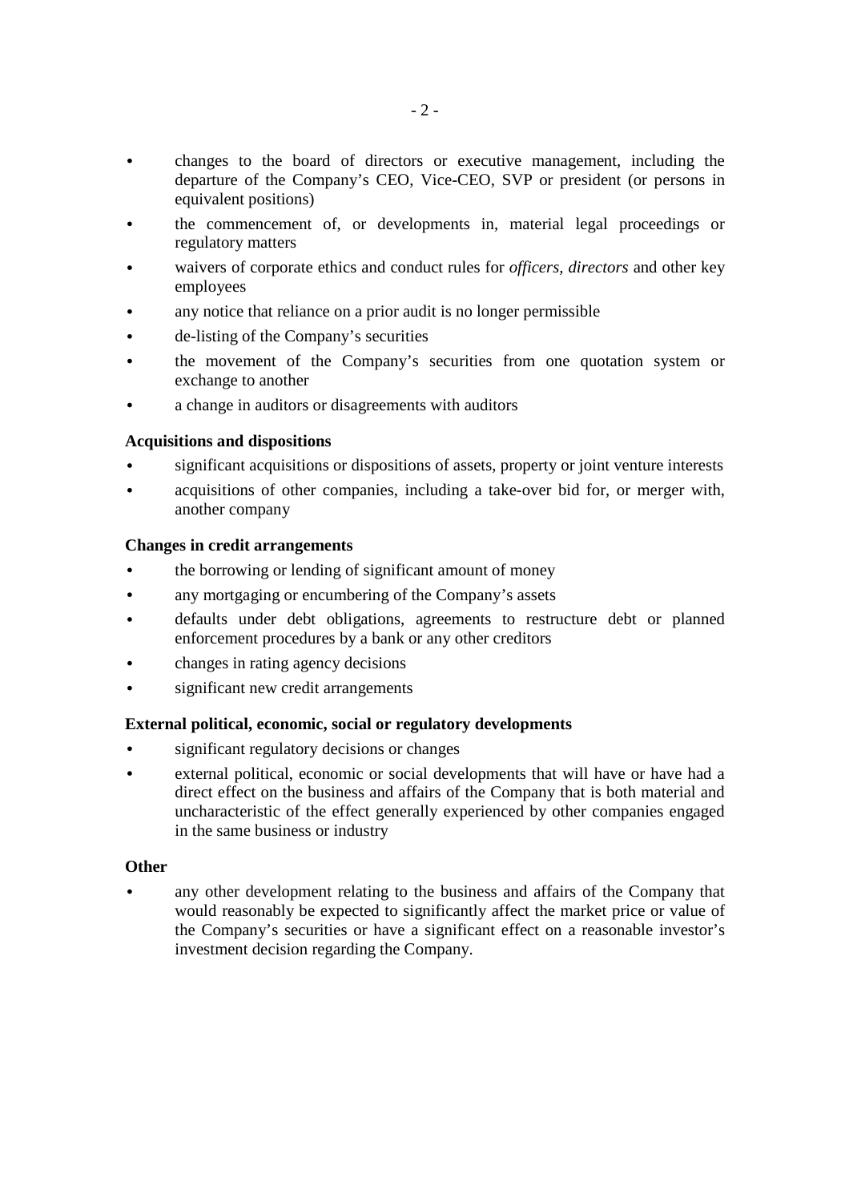- changes to the board of directors or executive management, including the departure of the Company's CEO, Vice-CEO, SVP or president (or persons in equivalent positions)
- the commencement of, or developments in, material legal proceedings or regulatory matters
- waivers of corporate ethics and conduct rules for *officers, directors* and other key employees
- any notice that reliance on a prior audit is no longer permissible
- de-listing of the Company's securities
- the movement of the Company's securities from one quotation system or exchange to another
- a change in auditors or disagreements with auditors

**Acquisitions and dispositions**

- significant acquisitions or dispositions of assets, property or joint venture interests
- acquisitions of other companies, including a take-over bid for, or merger with, another company

**Changes in credit arrangements**

- the borrowing or lending of significant amount of money
- any mortgaging or encumbering of the Company's assets
- defaults under debt obligations, agreements to restructure debt or planned enforcement procedures by a bank or any other creditors
- changes in rating agency decisions
- significant new credit arrangements

**External political, economic, social or regulatory developments**

- significant regulatory decisions or changes
- external political, economic or social developments that will have or have had a direct effect on the business and affairs of the Company that is both material and uncharacteristic of the effect generally experienced by other companies engaged in the same business or industry

**Other**

- any other development relating to the business and affairs of the Company that would reasonably be expected to significantly affect the market price or value of the Company's securities or have a significant effect on a reasonable investor's investment decision regarding the Company.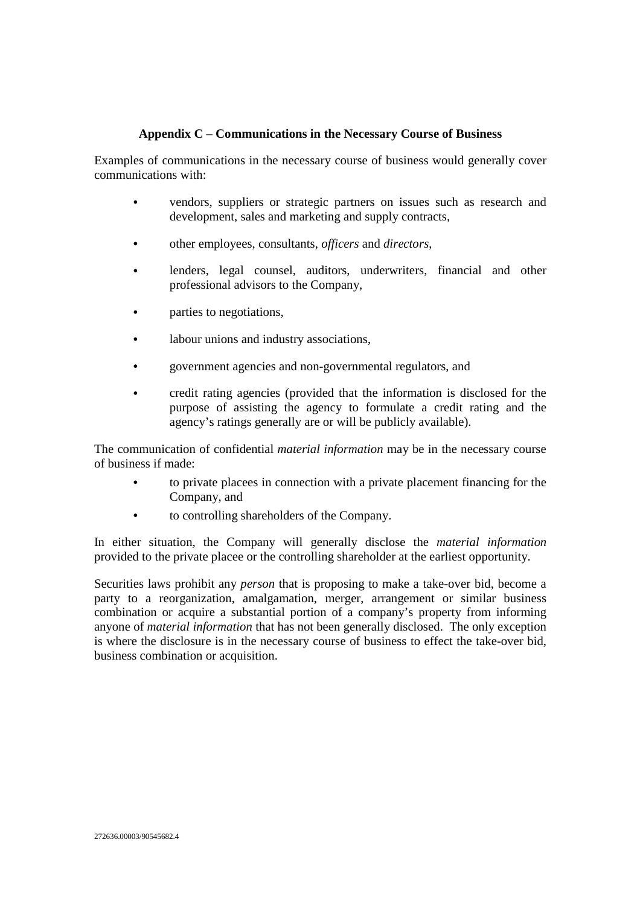## Appendix C – Communications in the Necessary Course of Business

Examples of communications in the necessary course of business would generally cover communications with:

- vendors, suppliers or strategic partners on issues such as research and development, sales and marketing and supply contracts,
- other employees, consultants, *officers* and *directors*,
- lenders, legal counsel, auditors, underwriters, financial and other professional advisors to the Company,
- parties to negotiations,
- labour unions and industry associations,
- government agencies and non-governmental regulators, and
- credit rating agencies (provided that the information is disclosed for the purpose of assisting the agency to formulate a credit rating and the agency's ratings generally are or will be publicly available).

The communication of confidential *material information* may be in the necessary course of business if made:

- to private placees in connection with a private placement financing for the Company, and
- to controlling shareholders of the Company.

In either situation, the Company will generally disclose the *material information* provided to the private placee or the controlling shareholder at the earliest opportunity.

Securities laws prohibit any *person* that is proposing to make a take-over bid, become a party to a reorganization, amalgamation, merger, arrangement or similar business combination or acquire a substantial portion of a company's property from informing anyone of *material information* that has not been generally disclosed. The only exception is where the disclosure is in the necessary course of business to effect the take-over bid, business combination or acquisition.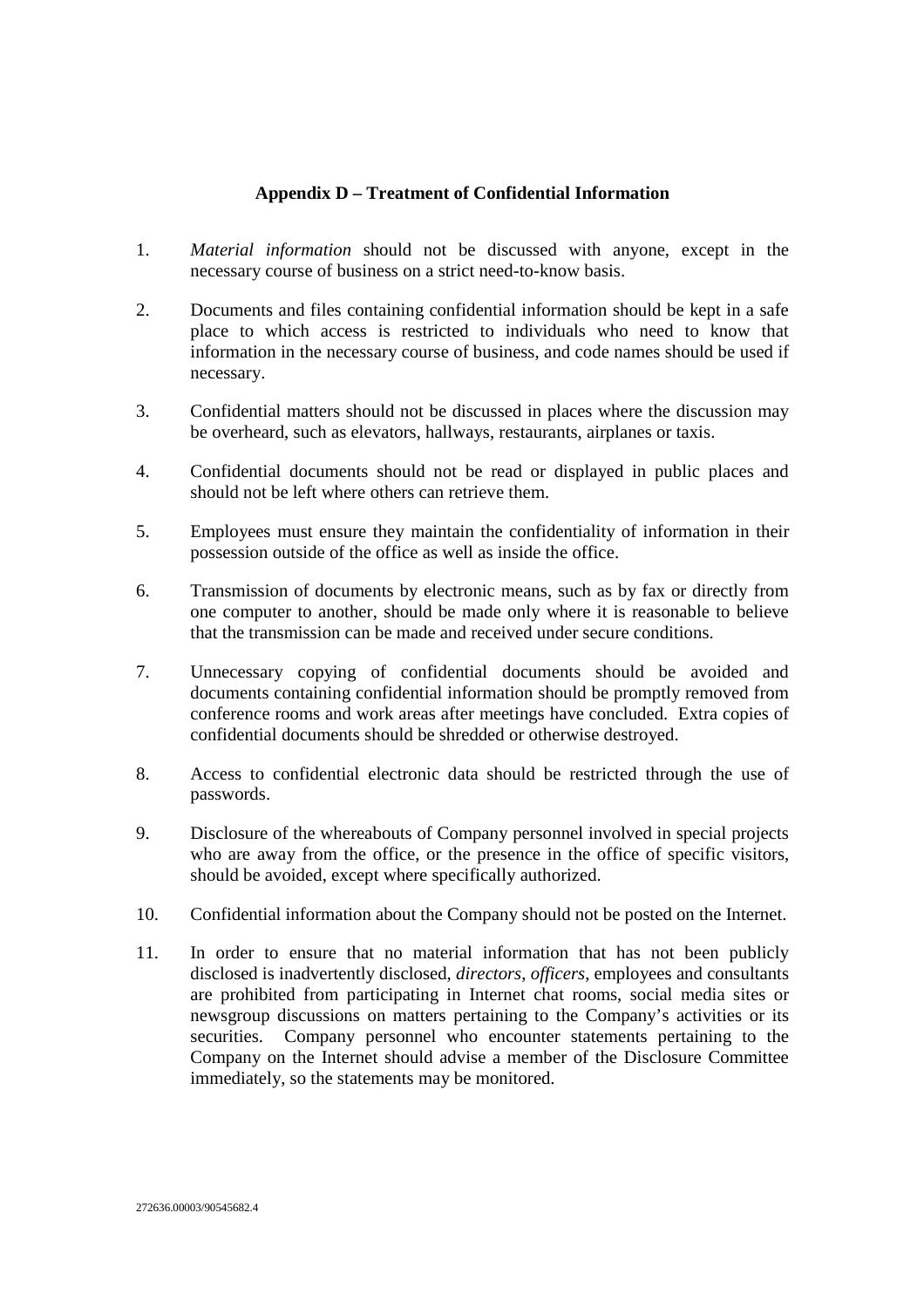## Appendix D – Treatment of Confidential Information

1. *Material information* should not be discussed with anyone, except in the necessary course of business on a strict need-to-know basis.

2. Documents and files containing confidential information should be kept in a safe place to which access is restricted to individuals who need to know that information in the necessary course of business, and code names should be used if necessary.

3. Confidential matters should not be discussed in places where the discussion may be overheard, such as elevators, hallways, restaurants, airplanes or taxis.

4. Confidential documents should not be read or displayed in public places and should not be left where others can retrieve them.

5. Employees must ensure they maintain the confidentiality of information in their possession outside of the office as well as inside the office.

6. Transmission of documents by electronic means, such as by fax or directly from one computer to another, should be made only where it is reasonable to believe that the transmission can be made and received under secure conditions.

7. Unnecessary copying of confidential documents should be avoided and documents containing confidential information should be promptly removed from conference rooms and work areas after meetings have concluded. Extra copies of confidential documents should be shredded or otherwise destroyed.

8. Access to confidential electronic data should be restricted through the use of passwords.

9. Disclosure of the whereabouts of Company personnel involved in special projects who are away from the office, or the presence in the office of specific visitors, should be avoided, except where specifically authorized.

10. Confidential information about the Company should not be posted on the Internet.

11. In order to ensure that no material information that has not been publicly disclosed is inadvertently disclosed, *directors*, *officers*, employees and consultants are prohibited from participating in Internet chat rooms, social media sites or newsgroup discussions on matters pertaining to the Company's activities or its securities. Company personnel who encounter statements pertaining to the Company on the Internet should advise a member of the Disclosure Committee immediately, so the statements may be monitored.

272636.00003/90545682.4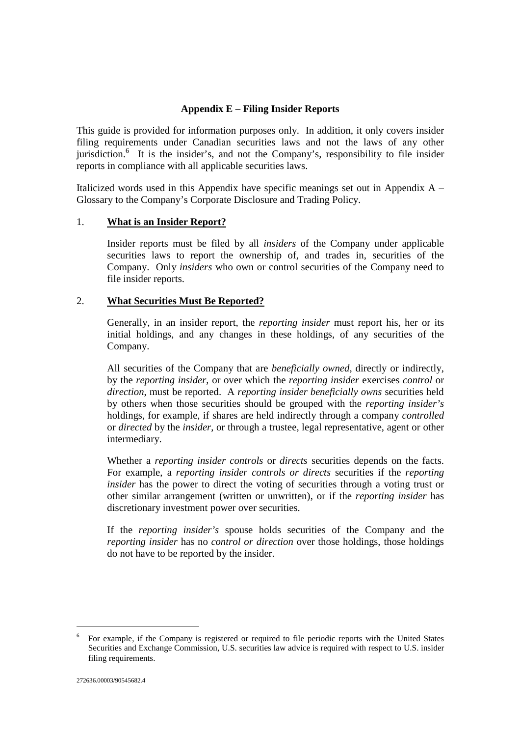## Appendix E – Filing Insider Reports

This guide is provided for information purposes only. In addition, it only covers insider filing requirements under Canadian securities laws and not the laws of any other jurisdiction.[6] It is the insider's, and not the Company's, responsibility to file insider reports in compliance with all applicable securities laws.

Italicized words used in this Appendix have specific meanings set out in Appendix A – Glossary to the Company's Corporate Disclosure and Trading Policy.

### 1. What is an Insider Report?

Insider reports must be filed by all *insiders* of the Company under applicable securities laws to report the ownership of, and trades in, securities of the Company. Only *insiders* who own or control securities of the Company need to file insider reports.

### 2. What Securities Must Be Reported?

Generally, in an insider report, the *reporting insider* must report his, her or its initial holdings, and any changes in these holdings, of any securities of the Company.

All securities of the Company that are *beneficially owned*, directly or indirectly, by the *reporting insider*, or over which the *reporting insider* exercises *control* or *direction*, must be reported. A *reporting insider beneficially owns* securities held by others when those securities should be grouped with the *reporting insider's* holdings, for example, if shares are held indirectly through a company *controlled* or *directed* by the *insider*, or through a trustee, legal representative, agent or other intermediary.

Whether a *reporting insider controls* or *directs* securities depends on the facts. For example, a *reporting insider controls or directs* securities if the *reporting insider* has the power to direct the voting of securities through a voting trust or other similar arrangement (written or unwritten), or if the *reporting insider* has discretionary investment power over securities.

If the *reporting insider's* spouse holds securities of the Company and the *reporting insider* has no *control or direction* over those holdings, those holdings do not have to be reported by the insider.

---

[6] For example, if the Company is registered or required to file periodic reports with the United States Securities and Exchange Commission, U.S. securities law advice is required with respect to U.S. insider filing requirements.

272636.00003/90545682.4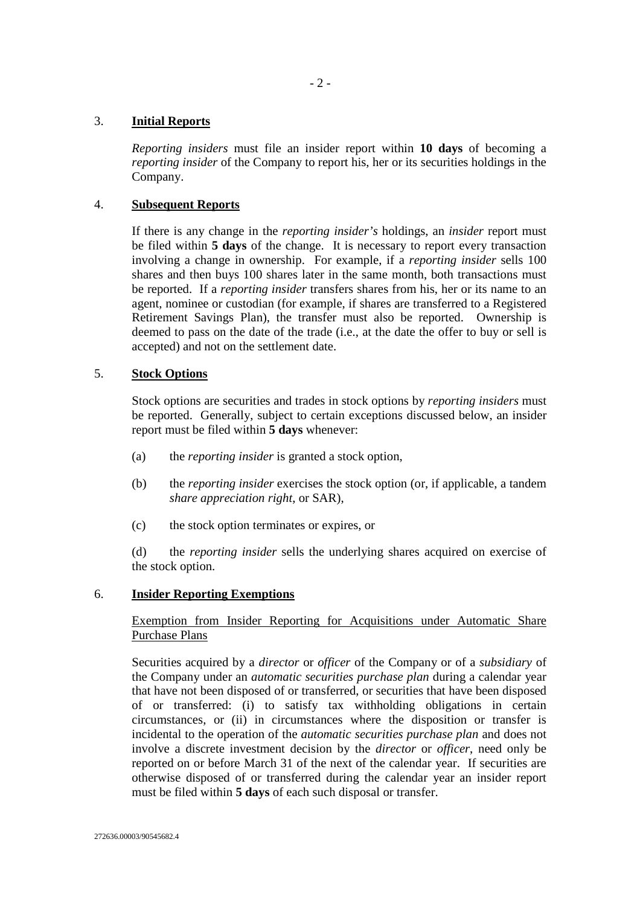## 3. **Initial Reports**

*Reporting insiders* must file an insider report within **10 days** of becoming a *reporting insider* of the Company to report his, her or its securities holdings in the Company.

## 4. **Subsequent Reports**

If there is any change in the *reporting insider's* holdings, an *insider* report must be filed within **5 days** of the change. It is necessary to report every transaction involving a change in ownership. For example, if a *reporting insider* sells 100 shares and then buys 100 shares later in the same month, both transactions must be reported. If a *reporting insider* transfers shares from his, her or its name to an agent, nominee or custodian (for example, if shares are transferred to a Registered Retirement Savings Plan), the transfer must also be reported. Ownership is deemed to pass on the date of the trade (i.e., at the date the offer to buy or sell is accepted) and not on the settlement date.

## 5. **Stock Options**

Stock options are securities and trades in stock options by *reporting insiders* must be reported. Generally, subject to certain exceptions discussed below, an insider report must be filed within **5 days** whenever:

(a) the *reporting insider* is granted a stock option,

(b) the *reporting insider* exercises the stock option (or, if applicable, a tandem *share appreciation right*, or SAR),

(c) the stock option terminates or expires, or

(d) the *reporting insider* sells the underlying shares acquired on exercise of the stock option.

## 6. **Insider Reporting Exemptions**

Exemption from Insider Reporting for Acquisitions under Automatic Share Purchase Plans

Securities acquired by a *director* or *officer* of the Company or of a *subsidiary* of the Company under an *automatic securities purchase plan* during a calendar year that have not been disposed of or transferred, or securities that have been disposed of or transferred: (i) to satisfy tax withholding obligations in certain circumstances, or (ii) in circumstances where the disposition or transfer is incidental to the operation of the *automatic securities purchase plan* and does not involve a discrete investment decision by the *director* or *officer*, need only be reported on or before March 31 of the next of the calendar year. If securities are otherwise disposed of or transferred during the calendar year an insider report must be filed within **5 days** of each such disposal or transfer.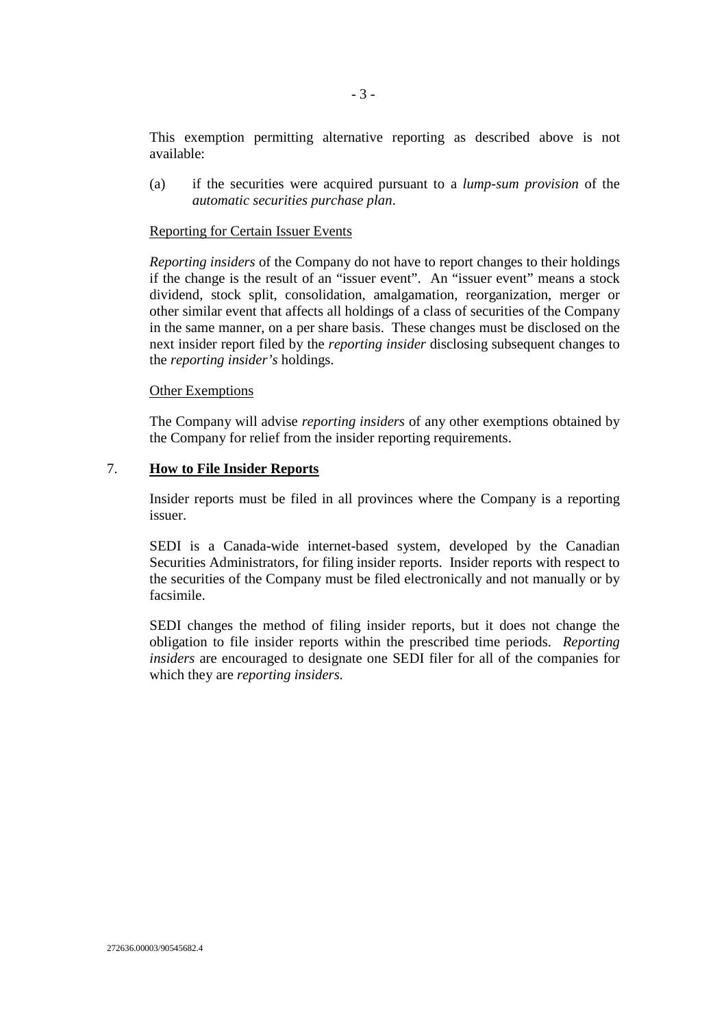This exemption permitting alternative reporting as described above is not available:

(a) if the securities were acquired pursuant to a *lump-sum provision* of the *automatic securities purchase plan*.

Reporting for Certain Issuer Events

*Reporting insiders* of the Company do not have to report changes to their holdings if the change is the result of an "issuer event". An "issuer event" means a stock dividend, stock split, consolidation, amalgamation, reorganization, merger or other similar event that affects all holdings of a class of securities of the Company in the same manner, on a per share basis. These changes must be disclosed on the next insider report filed by the *reporting insider* disclosing subsequent changes to the *reporting insider's* holdings.

Other Exemptions

The Company will advise *reporting insiders* of any other exemptions obtained by the Company for relief from the insider reporting requirements.

## 7. **How to File Insider Reports**

Insider reports must be filed in all provinces where the Company is a reporting issuer.

SEDI is a Canada-wide internet-based system, developed by the Canadian Securities Administrators, for filing insider reports. Insider reports with respect to the securities of the Company must be filed electronically and not manually or by facsimile.

SEDI changes the method of filing insider reports, but it does not change the obligation to file insider reports within the prescribed time periods. *Reporting insiders* are encouraged to designate one SEDI filer for all of the companies for which they are *reporting insiders.*

272636.00003/90545682.4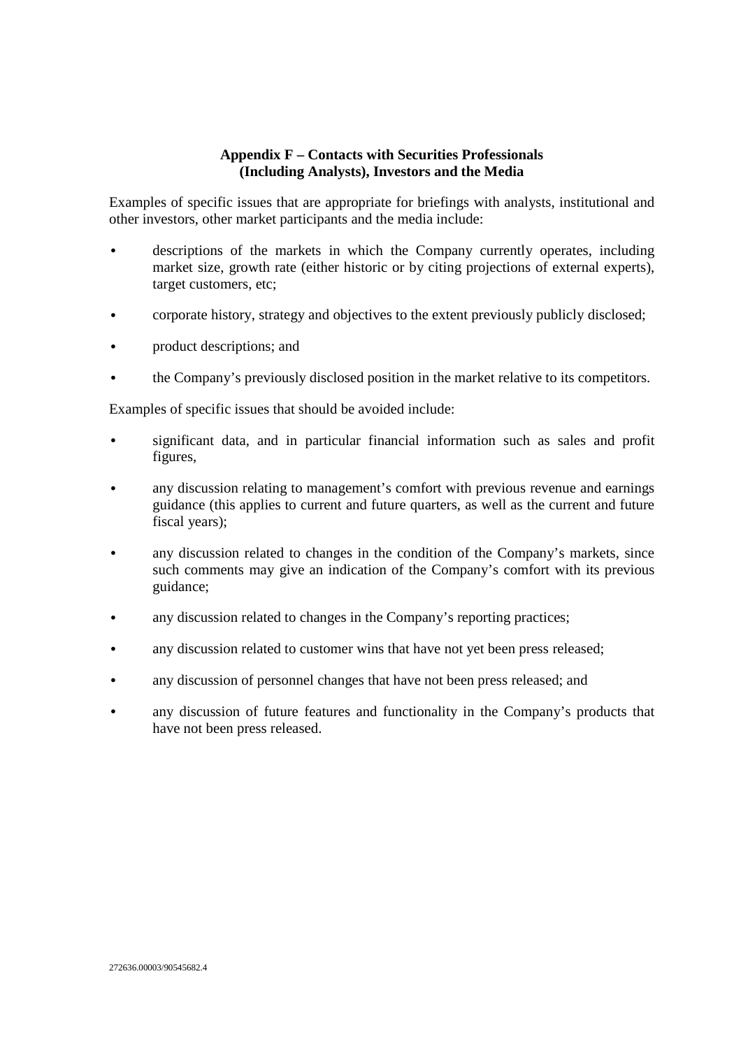## Appendix F – Contacts with Securities Professionals (Including Analysts), Investors and the Media

Examples of specific issues that are appropriate for briefings with analysts, institutional and other investors, other market participants and the media include:

- descriptions of the markets in which the Company currently operates, including market size, growth rate (either historic or by citing projections of external experts), target customers, etc;
- corporate history, strategy and objectives to the extent previously publicly disclosed;
- product descriptions; and
- the Company's previously disclosed position in the market relative to its competitors.

Examples of specific issues that should be avoided include:

- significant data, and in particular financial information such as sales and profit figures,
- any discussion relating to management's comfort with previous revenue and earnings guidance (this applies to current and future quarters, as well as the current and future fiscal years);
- any discussion related to changes in the condition of the Company's markets, since such comments may give an indication of the Company's comfort with its previous guidance;
- any discussion related to changes in the Company's reporting practices;
- any discussion related to customer wins that have not yet been press released;
- any discussion of personnel changes that have not been press released; and
- any discussion of future features and functionality in the Company's products that have not been press released.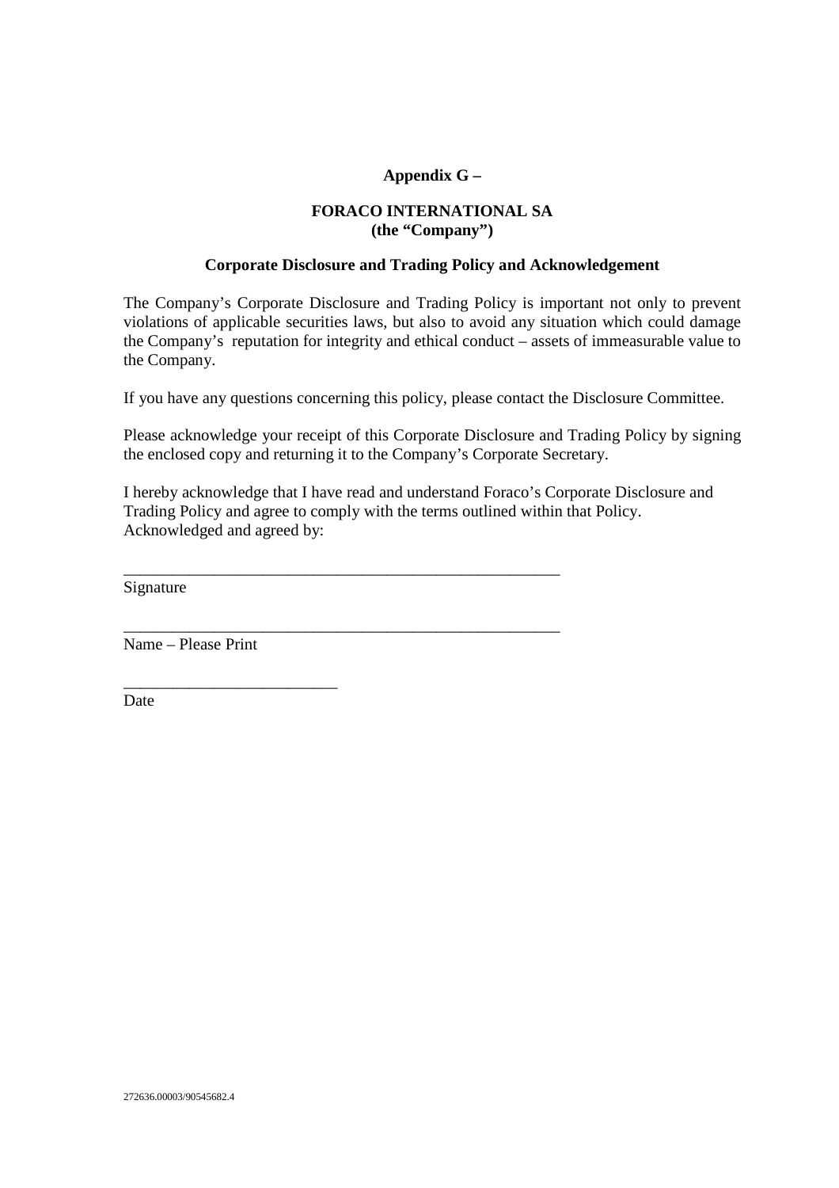**Appendix G –**

**FORACO INTERNATIONAL SA**
**(the "Company")**

**Corporate Disclosure and Trading Policy and Acknowledgement**

The Company's Corporate Disclosure and Trading Policy is important not only to prevent violations of applicable securities laws, but also to avoid any situation which could damage the Company's reputation for integrity and ethical conduct – assets of immeasurable value to the Company.

If you have any questions concerning this policy, please contact the Disclosure Committee.

Please acknowledge your receipt of this Corporate Disclosure and Trading Policy by signing the enclosed copy and returning it to the Company's Corporate Secretary.

I hereby acknowledge that I have read and understand Foraco's Corporate Disclosure and Trading Policy and agree to comply with the terms outlined within that Policy.
Acknowledged and agreed by:

_______________________________________________________
Signature

_______________________________________________________
Name – Please Print

__________________________
Date

272636.00003/90545682.4